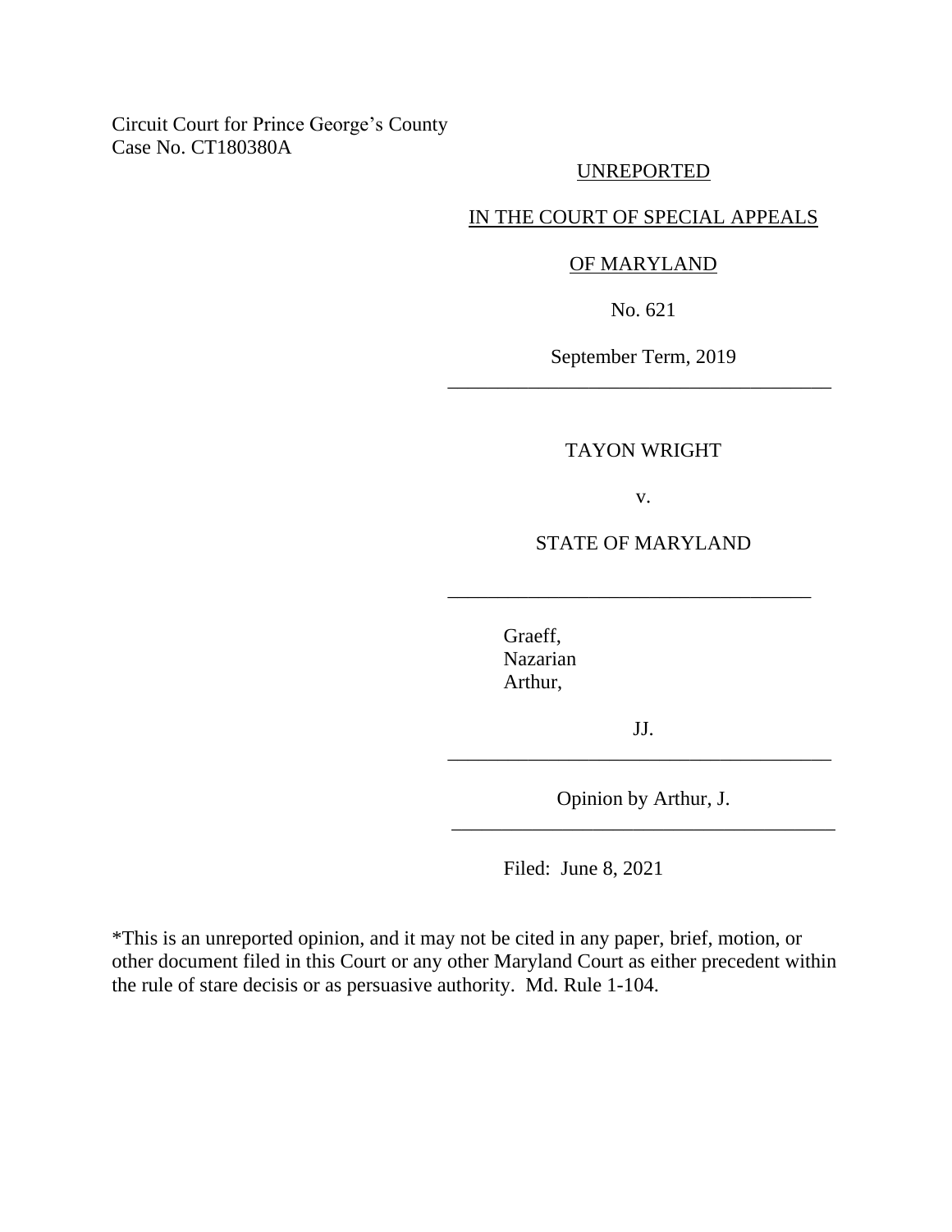Circuit Court for Prince George's County
Case No. CT180380A

UNREPORTED

IN THE COURT OF SPECIAL APPEALS

OF MARYLAND

No. 621

September Term, 2019

---

TAYON WRIGHT

v.

STATE OF MARYLAND

---

Graeff,
Nazarian
Arthur,

JJ.

---

Opinion by Arthur, J.

---

Filed: June 8, 2021

*This is an unreported opinion, and it may not be cited in any paper, brief, motion, or other document filed in this Court or any other Maryland Court as either precedent within the rule of stare decisis or as persuasive authority. Md. Rule 1-104.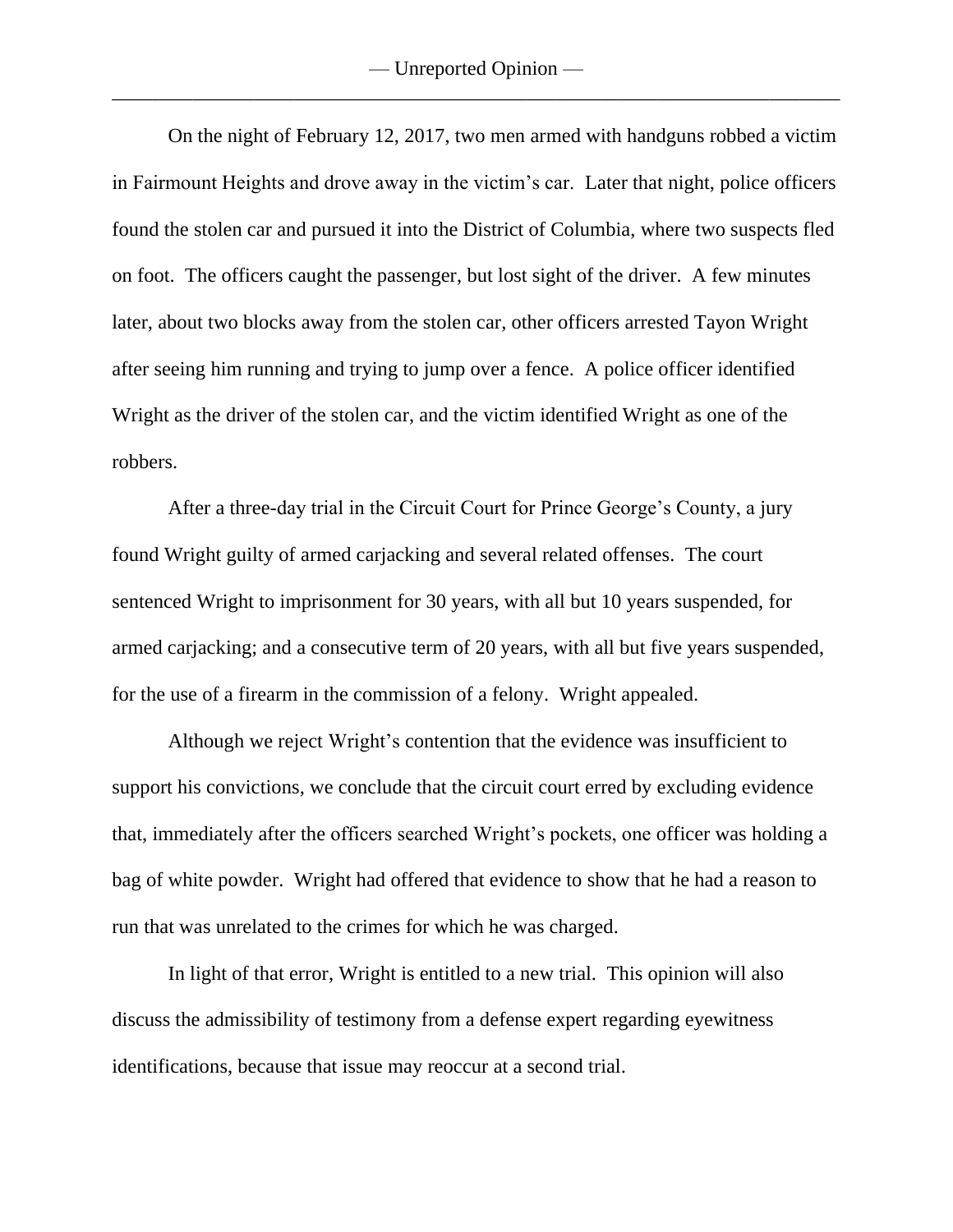On the night of February 12, 2017, two men armed with handguns robbed a victim in Fairmount Heights and drove away in the victim's car. Later that night, police officers found the stolen car and pursued it into the District of Columbia, where two suspects fled on foot. The officers caught the passenger, but lost sight of the driver. A few minutes later, about two blocks away from the stolen car, other officers arrested Tayon Wright after seeing him running and trying to jump over a fence. A police officer identified Wright as the driver of the stolen car, and the victim identified Wright as one of the robbers.

After a three-day trial in the Circuit Court for Prince George's County, a jury found Wright guilty of armed carjacking and several related offenses. The court sentenced Wright to imprisonment for 30 years, with all but 10 years suspended, for armed carjacking; and a consecutive term of 20 years, with all but five years suspended, for the use of a firearm in the commission of a felony. Wright appealed.

Although we reject Wright's contention that the evidence was insufficient to support his convictions, we conclude that the circuit court erred by excluding evidence that, immediately after the officers searched Wright's pockets, one officer was holding a bag of white powder. Wright had offered that evidence to show that he had a reason to run that was unrelated to the crimes for which he was charged.

In light of that error, Wright is entitled to a new trial. This opinion will also discuss the admissibility of testimony from a defense expert regarding eyewitness identifications, because that issue may reoccur at a second trial.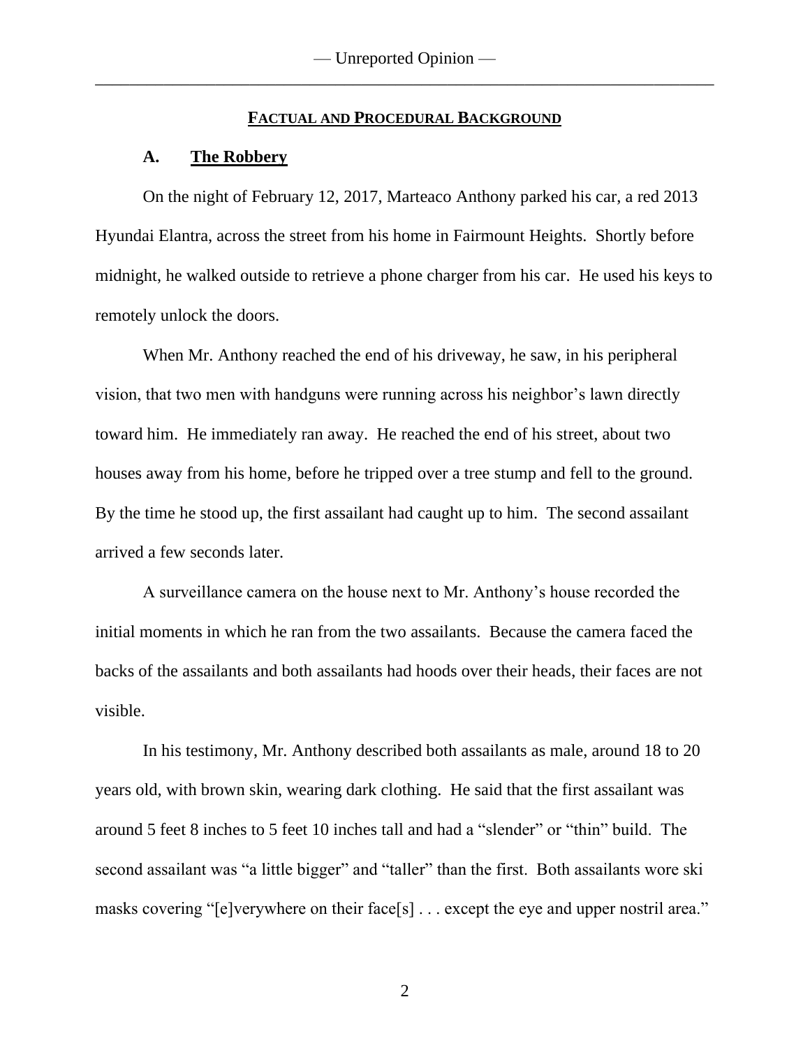## FACTUAL AND PROCEDURAL BACKGROUND

### A. The Robbery

On the night of February 12, 2017, Marteaco Anthony parked his car, a red 2013 Hyundai Elantra, across the street from his home in Fairmount Heights. Shortly before midnight, he walked outside to retrieve a phone charger from his car. He used his keys to remotely unlock the doors.

When Mr. Anthony reached the end of his driveway, he saw, in his peripheral vision, that two men with handguns were running across his neighbor's lawn directly toward him. He immediately ran away. He reached the end of his street, about two houses away from his home, before he tripped over a tree stump and fell to the ground. By the time he stood up, the first assailant had caught up to him. The second assailant arrived a few seconds later.

A surveillance camera on the house next to Mr. Anthony's house recorded the initial moments in which he ran from the two assailants. Because the camera faced the backs of the assailants and both assailants had hoods over their heads, their faces are not visible.

In his testimony, Mr. Anthony described both assailants as male, around 18 to 20 years old, with brown skin, wearing dark clothing. He said that the first assailant was around 5 feet 8 inches to 5 feet 10 inches tall and had a "slender" or "thin" build. The second assailant was "a little bigger" and "taller" than the first. Both assailants wore ski masks covering "[e]verywhere on their face[s] . . . except the eye and upper nostril area."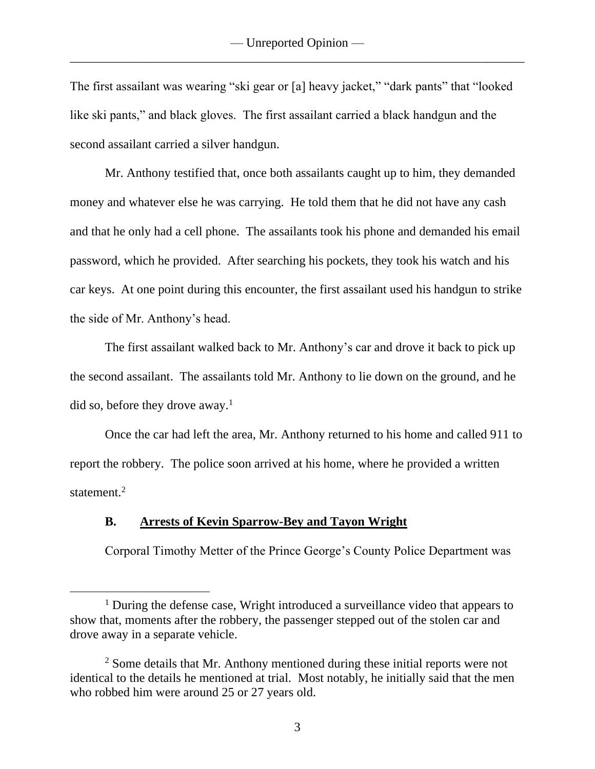The first assailant was wearing "ski gear or [a] heavy jacket," "dark pants" that "looked like ski pants," and black gloves. The first assailant carried a black handgun and the second assailant carried a silver handgun.

Mr. Anthony testified that, once both assailants caught up to him, they demanded money and whatever else he was carrying. He told them that he did not have any cash and that he only had a cell phone. The assailants took his phone and demanded his email password, which he provided. After searching his pockets, they took his watch and his car keys. At one point during this encounter, the first assailant used his handgun to strike the side of Mr. Anthony's head.

The first assailant walked back to Mr. Anthony's car and drove it back to pick up the second assailant. The assailants told Mr. Anthony to lie down on the ground, and he did so, before they drove away.[1]

Once the car had left the area, Mr. Anthony returned to his home and called 911 to report the robbery. The police soon arrived at his home, where he provided a written statement.[2]

### B. Arrests of Kevin Sparrow-Bey and Tayon Wright

Corporal Timothy Metter of the Prince George's County Police Department was

---

[1] During the defense case, Wright introduced a surveillance video that appears to show that, moments after the robbery, the passenger stepped out of the stolen car and drove away in a separate vehicle.

[2] Some details that Mr. Anthony mentioned during these initial reports were not identical to the details he mentioned at trial. Most notably, he initially said that the men who robbed him were around 25 or 27 years old.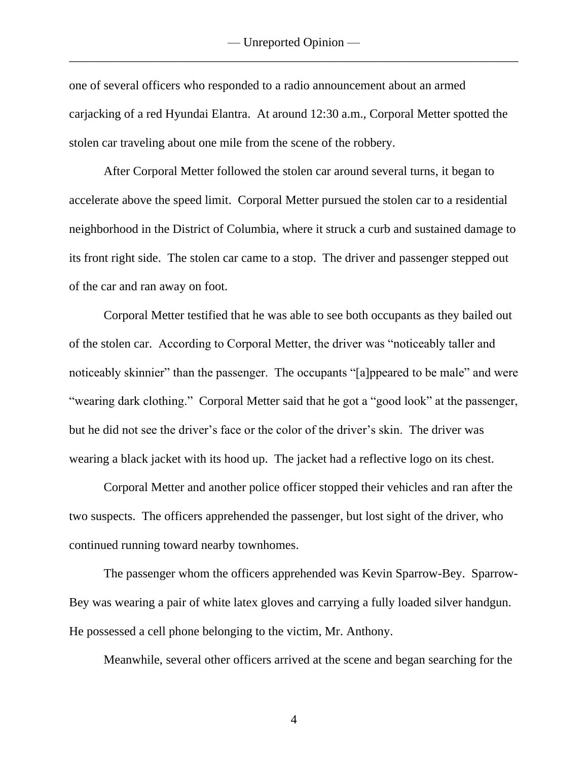one of several officers who responded to a radio announcement about an armed carjacking of a red Hyundai Elantra. At around 12:30 a.m., Corporal Metter spotted the stolen car traveling about one mile from the scene of the robbery.

After Corporal Metter followed the stolen car around several turns, it began to accelerate above the speed limit. Corporal Metter pursued the stolen car to a residential neighborhood in the District of Columbia, where it struck a curb and sustained damage to its front right side. The stolen car came to a stop. The driver and passenger stepped out of the car and ran away on foot.

Corporal Metter testified that he was able to see both occupants as they bailed out of the stolen car. According to Corporal Metter, the driver was "noticeably taller and noticeably skinnier" than the passenger. The occupants "[a]ppeared to be male" and were "wearing dark clothing." Corporal Metter said that he got a "good look" at the passenger, but he did not see the driver's face or the color of the driver's skin. The driver was wearing a black jacket with its hood up. The jacket had a reflective logo on its chest.

Corporal Metter and another police officer stopped their vehicles and ran after the two suspects. The officers apprehended the passenger, but lost sight of the driver, who continued running toward nearby townhomes.

The passenger whom the officers apprehended was Kevin Sparrow-Bey. Sparrow-Bey was wearing a pair of white latex gloves and carrying a fully loaded silver handgun. He possessed a cell phone belonging to the victim, Mr. Anthony.

Meanwhile, several other officers arrived at the scene and began searching for the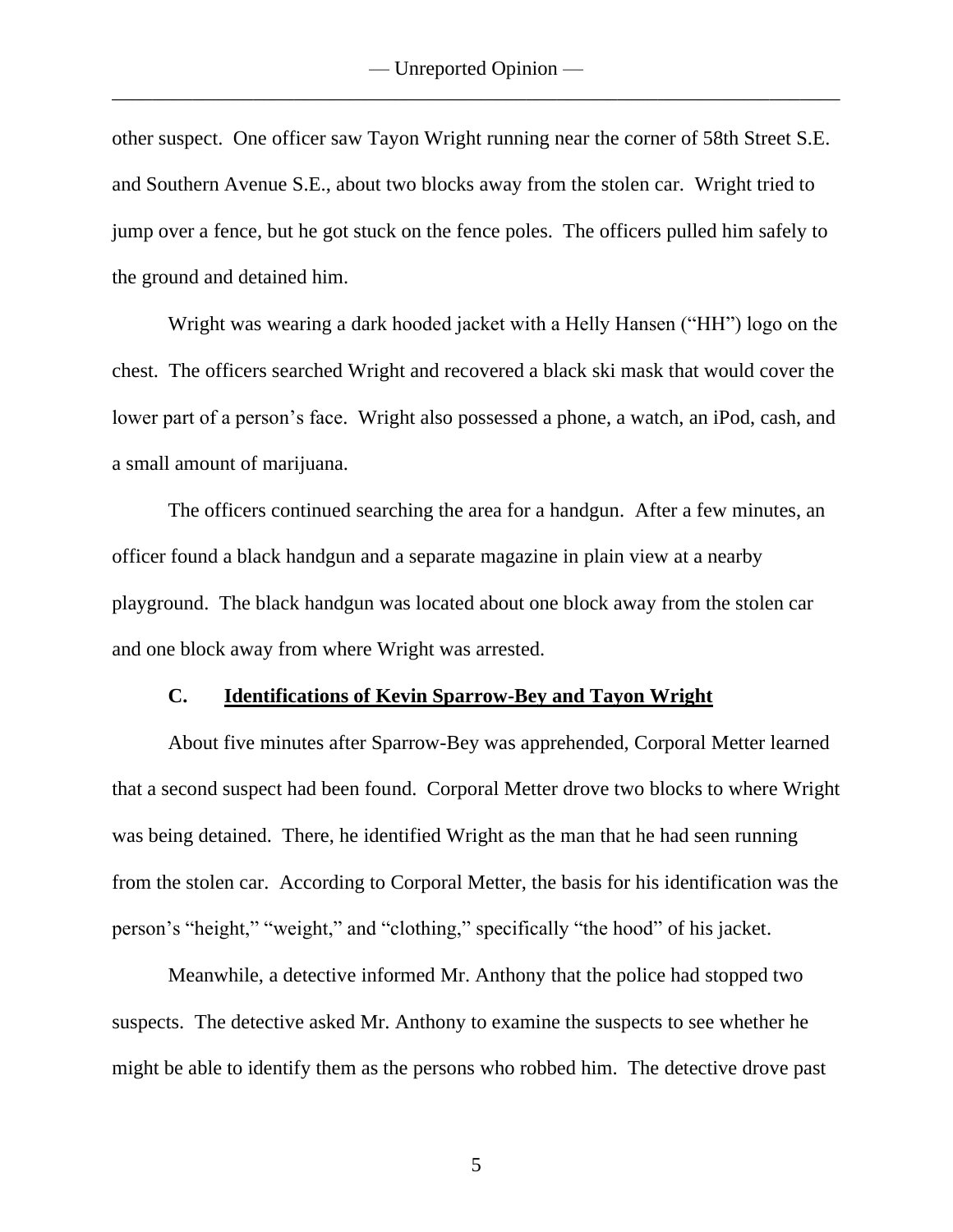other suspect. One officer saw Tayon Wright running near the corner of 58th Street S.E. and Southern Avenue S.E., about two blocks away from the stolen car. Wright tried to jump over a fence, but he got stuck on the fence poles. The officers pulled him safely to the ground and detained him.

Wright was wearing a dark hooded jacket with a Helly Hansen ("HH") logo on the chest. The officers searched Wright and recovered a black ski mask that would cover the lower part of a person's face. Wright also possessed a phone, a watch, an iPod, cash, and a small amount of marijuana.

The officers continued searching the area for a handgun. After a few minutes, an officer found a black handgun and a separate magazine in plain view at a nearby playground. The black handgun was located about one block away from the stolen car and one block away from where Wright was arrested.

### C. <u>Identifications of Kevin Sparrow-Bey and Tayon Wright</u>

About five minutes after Sparrow-Bey was apprehended, Corporal Metter learned that a second suspect had been found. Corporal Metter drove two blocks to where Wright was being detained. There, he identified Wright as the man that he had seen running from the stolen car. According to Corporal Metter, the basis for his identification was the person's "height," "weight," and "clothing," specifically "the hood" of his jacket.

Meanwhile, a detective informed Mr. Anthony that the police had stopped two suspects. The detective asked Mr. Anthony to examine the suspects to see whether he might be able to identify them as the persons who robbed him. The detective drove past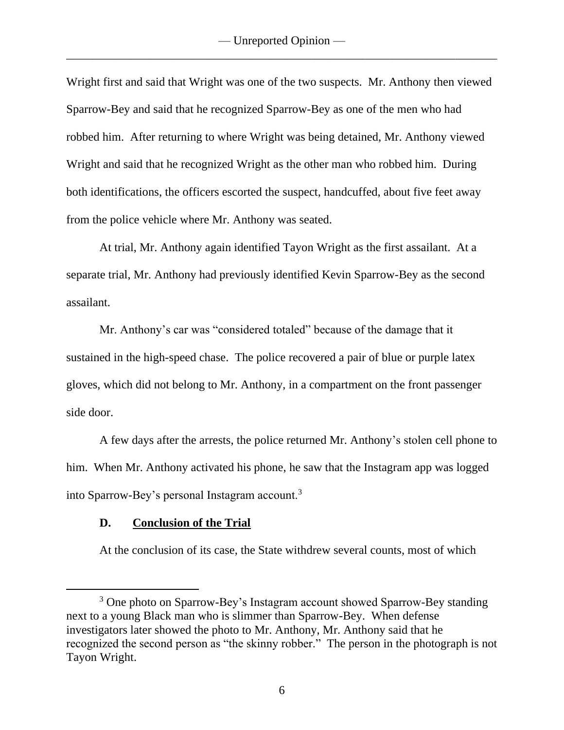Wright first and said that Wright was one of the two suspects. Mr. Anthony then viewed Sparrow-Bey and said that he recognized Sparrow-Bey as one of the men who had robbed him. After returning to where Wright was being detained, Mr. Anthony viewed Wright and said that he recognized Wright as the other man who robbed him. During both identifications, the officers escorted the suspect, handcuffed, about five feet away from the police vehicle where Mr. Anthony was seated.

At trial, Mr. Anthony again identified Tayon Wright as the first assailant. At a separate trial, Mr. Anthony had previously identified Kevin Sparrow-Bey as the second assailant.

Mr. Anthony's car was "considered totaled" because of the damage that it sustained in the high-speed chase. The police recovered a pair of blue or purple latex gloves, which did not belong to Mr. Anthony, in a compartment on the front passenger side door.

A few days after the arrests, the police returned Mr. Anthony's stolen cell phone to him. When Mr. Anthony activated his phone, he saw that the Instagram app was logged into Sparrow-Bey's personal Instagram account.[3]

### D. Conclusion of the Trial

At the conclusion of its case, the State withdrew several counts, most of which

[3] One photo on Sparrow-Bey's Instagram account showed Sparrow-Bey standing next to a young Black man who is slimmer than Sparrow-Bey. When defense investigators later showed the photo to Mr. Anthony, Mr. Anthony said that he recognized the second person as "the skinny robber." The person in the photograph is not Tayon Wright.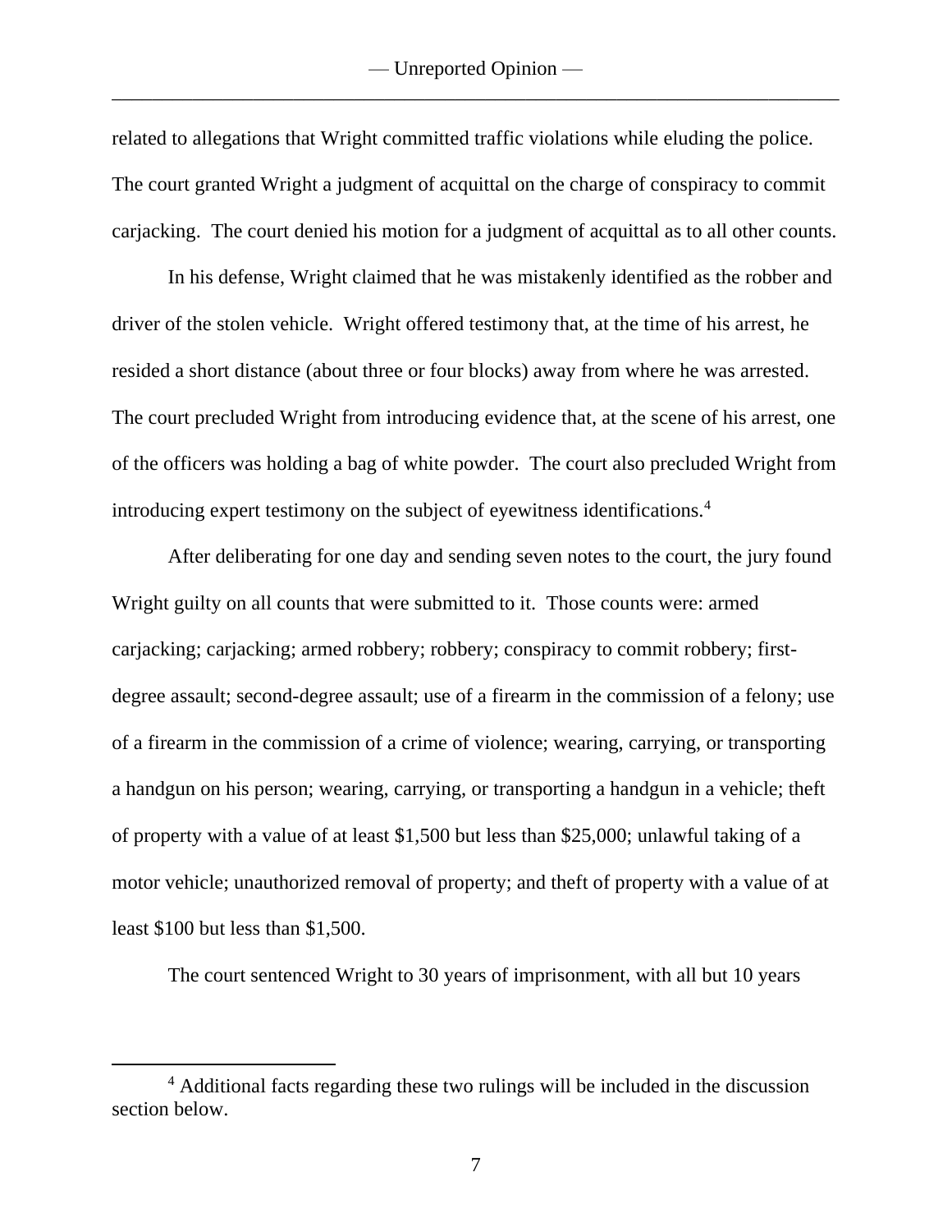related to allegations that Wright committed traffic violations while eluding the police. The court granted Wright a judgment of acquittal on the charge of conspiracy to commit carjacking. The court denied his motion for a judgment of acquittal as to all other counts.

In his defense, Wright claimed that he was mistakenly identified as the robber and driver of the stolen vehicle. Wright offered testimony that, at the time of his arrest, he resided a short distance (about three or four blocks) away from where he was arrested. The court precluded Wright from introducing evidence that, at the scene of his arrest, one of the officers was holding a bag of white powder. The court also precluded Wright from introducing expert testimony on the subject of eyewitness identifications.[4]

After deliberating for one day and sending seven notes to the court, the jury found Wright guilty on all counts that were submitted to it. Those counts were: armed carjacking; carjacking; armed robbery; robbery; conspiracy to commit robbery; first-degree assault; second-degree assault; use of a firearm in the commission of a felony; use of a firearm in the commission of a crime of violence; wearing, carrying, or transporting a handgun on his person; wearing, carrying, or transporting a handgun in a vehicle; theft of property with a value of at least $1,500 but less than $25,000; unlawful taking of a motor vehicle; unauthorized removal of property; and theft of property with a value of at least $100 but less than $1,500.

The court sentenced Wright to 30 years of imprisonment, with all but 10 years

---

[4] Additional facts regarding these two rulings will be included in the discussion section below.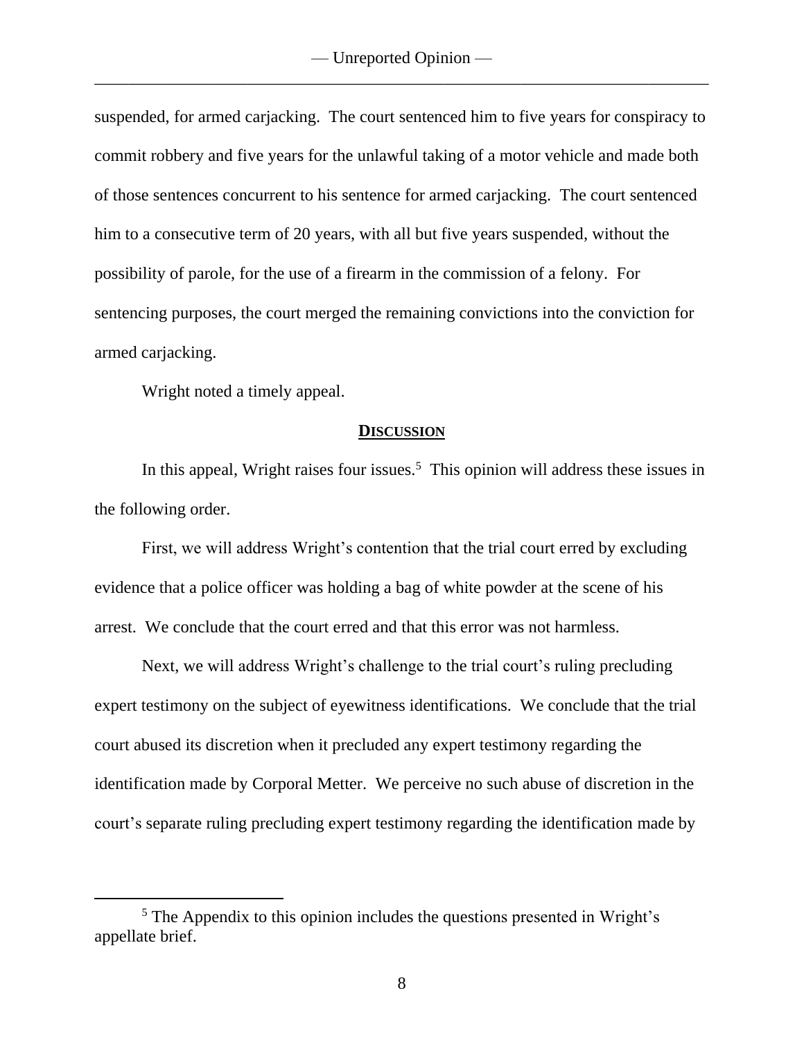suspended, for armed carjacking. The court sentenced him to five years for conspiracy to commit robbery and five years for the unlawful taking of a motor vehicle and made both of those sentences concurrent to his sentence for armed carjacking. The court sentenced him to a consecutive term of 20 years, with all but five years suspended, without the possibility of parole, for the use of a firearm in the commission of a felony. For sentencing purposes, the court merged the remaining convictions into the conviction for armed carjacking.

Wright noted a timely appeal.

## DISCUSSION

In this appeal, Wright raises four issues.[5] This opinion will address these issues in the following order.

First, we will address Wright's contention that the trial court erred by excluding evidence that a police officer was holding a bag of white powder at the scene of his arrest. We conclude that the court erred and that this error was not harmless.

Next, we will address Wright's challenge to the trial court's ruling precluding expert testimony on the subject of eyewitness identifications. We conclude that the trial court abused its discretion when it precluded any expert testimony regarding the identification made by Corporal Metter. We perceive no such abuse of discretion in the court's separate ruling precluding expert testimony regarding the identification made by

[5] The Appendix to this opinion includes the questions presented in Wright's appellate brief.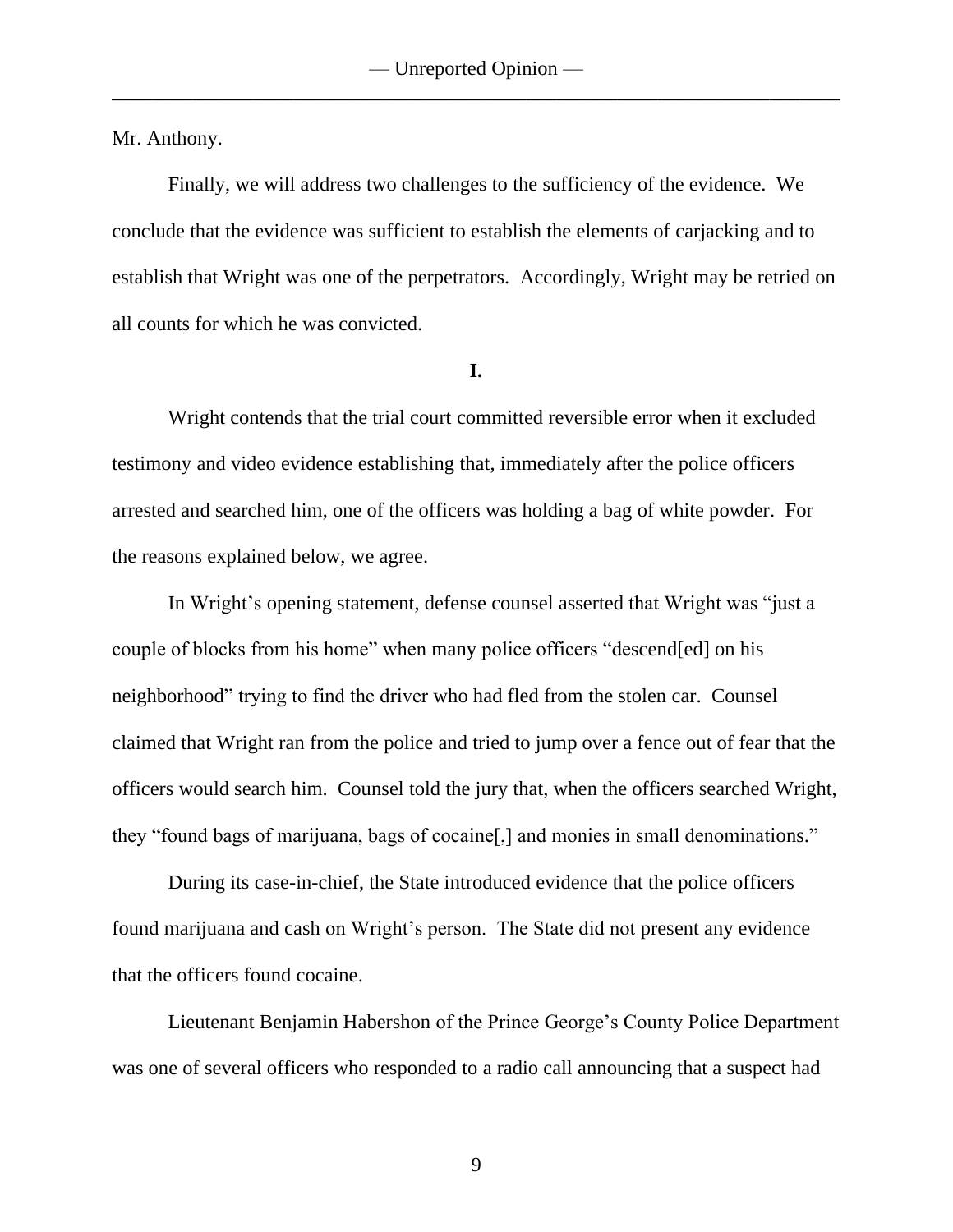Mr. Anthony.

Finally, we will address two challenges to the sufficiency of the evidence. We conclude that the evidence was sufficient to establish the elements of carjacking and to establish that Wright was one of the perpetrators. Accordingly, Wright may be retried on all counts for which he was convicted.

**I.**

Wright contends that the trial court committed reversible error when it excluded testimony and video evidence establishing that, immediately after the police officers arrested and searched him, one of the officers was holding a bag of white powder. For the reasons explained below, we agree.

In Wright's opening statement, defense counsel asserted that Wright was "just a couple of blocks from his home" when many police officers "descend[ed] on his neighborhood" trying to find the driver who had fled from the stolen car. Counsel claimed that Wright ran from the police and tried to jump over a fence out of fear that the officers would search him. Counsel told the jury that, when the officers searched Wright, they "found bags of marijuana, bags of cocaine[,] and monies in small denominations."

During its case-in-chief, the State introduced evidence that the police officers found marijuana and cash on Wright's person. The State did not present any evidence that the officers found cocaine.

Lieutenant Benjamin Habershon of the Prince George's County Police Department was one of several officers who responded to a radio call announcing that a suspect had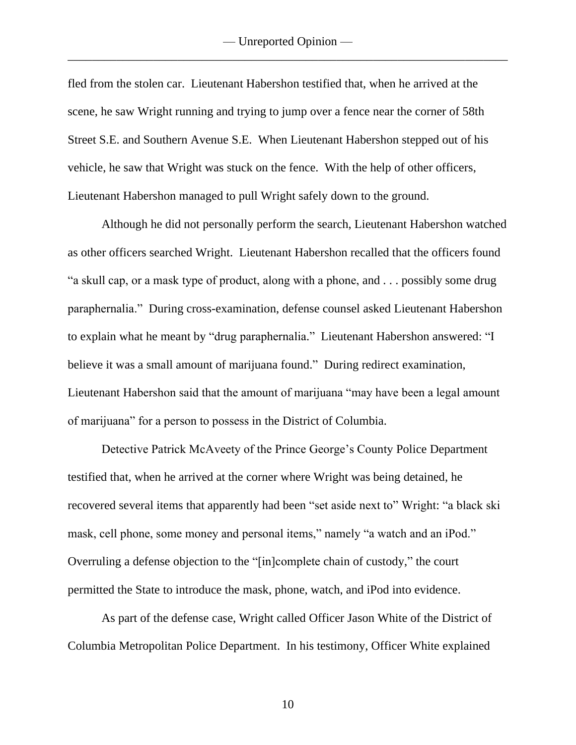fled from the stolen car. Lieutenant Habershon testified that, when he arrived at the scene, he saw Wright running and trying to jump over a fence near the corner of 58th Street S.E. and Southern Avenue S.E. When Lieutenant Habershon stepped out of his vehicle, he saw that Wright was stuck on the fence. With the help of other officers, Lieutenant Habershon managed to pull Wright safely down to the ground.

Although he did not personally perform the search, Lieutenant Habershon watched as other officers searched Wright. Lieutenant Habershon recalled that the officers found "a skull cap, or a mask type of product, along with a phone, and . . . possibly some drug paraphernalia." During cross-examination, defense counsel asked Lieutenant Habershon to explain what he meant by "drug paraphernalia." Lieutenant Habershon answered: "I believe it was a small amount of marijuana found." During redirect examination, Lieutenant Habershon said that the amount of marijuana "may have been a legal amount of marijuana" for a person to possess in the District of Columbia.

Detective Patrick McAveety of the Prince George's County Police Department testified that, when he arrived at the corner where Wright was being detained, he recovered several items that apparently had been "set aside next to" Wright: "a black ski mask, cell phone, some money and personal items," namely "a watch and an iPod." Overruling a defense objection to the "[in]complete chain of custody," the court permitted the State to introduce the mask, phone, watch, and iPod into evidence.

As part of the defense case, Wright called Officer Jason White of the District of Columbia Metropolitan Police Department. In his testimony, Officer White explained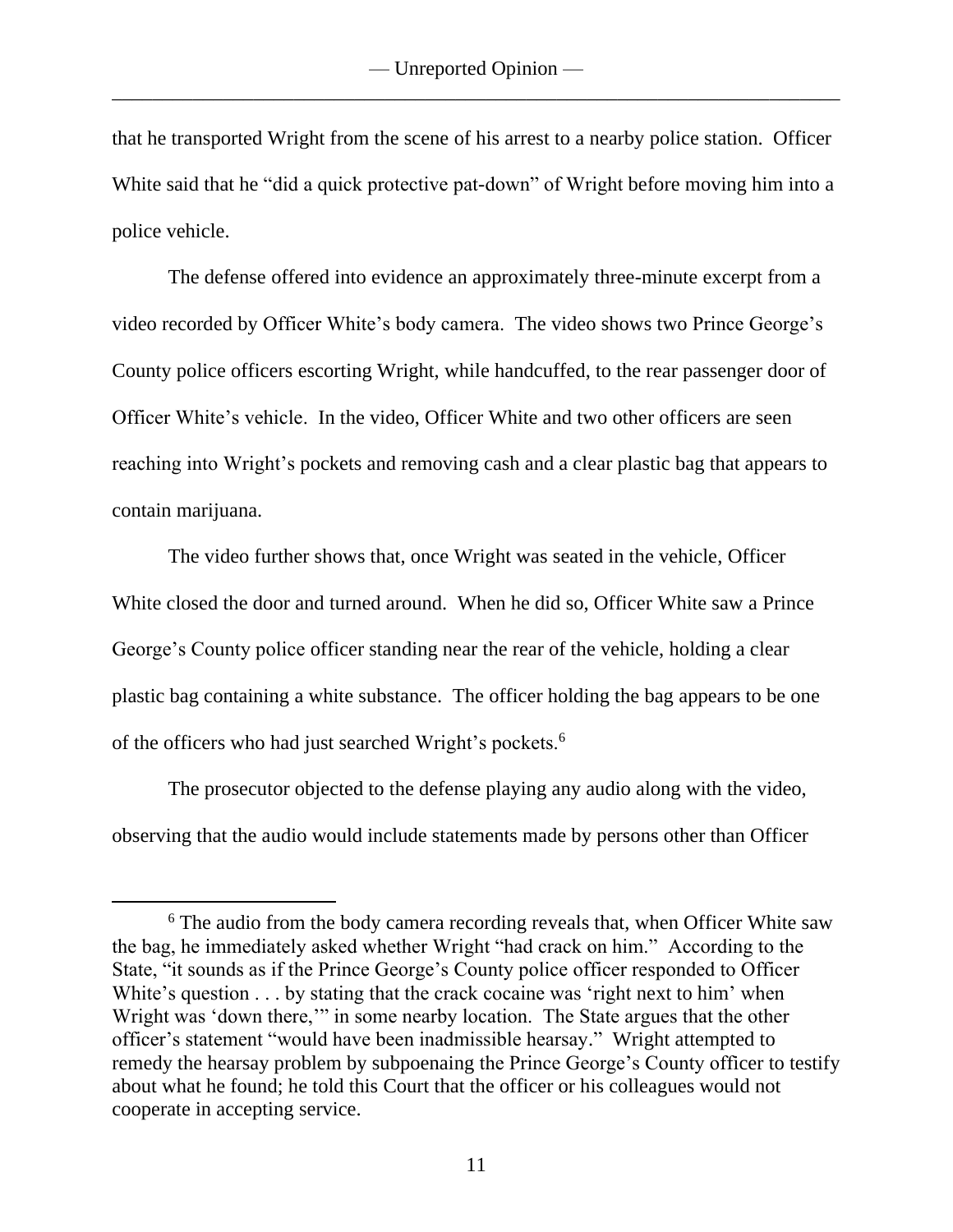that he transported Wright from the scene of his arrest to a nearby police station. Officer White said that he "did a quick protective pat-down" of Wright before moving him into a police vehicle.

The defense offered into evidence an approximately three-minute excerpt from a video recorded by Officer White's body camera. The video shows two Prince George's County police officers escorting Wright, while handcuffed, to the rear passenger door of Officer White's vehicle. In the video, Officer White and two other officers are seen reaching into Wright's pockets and removing cash and a clear plastic bag that appears to contain marijuana.

The video further shows that, once Wright was seated in the vehicle, Officer White closed the door and turned around. When he did so, Officer White saw a Prince George's County police officer standing near the rear of the vehicle, holding a clear plastic bag containing a white substance. The officer holding the bag appears to be one of the officers who had just searched Wright's pockets.[6]

The prosecutor objected to the defense playing any audio along with the video, observing that the audio would include statements made by persons other than Officer

---

[6] The audio from the body camera recording reveals that, when Officer White saw the bag, he immediately asked whether Wright "had crack on him." According to the State, "it sounds as if the Prince George's County police officer responded to Officer White's question . . . by stating that the crack cocaine was 'right next to him' when Wright was 'down there,'" in some nearby location. The State argues that the other officer's statement "would have been inadmissible hearsay." Wright attempted to remedy the hearsay problem by subpoenaing the Prince George's County officer to testify about what he found; he told this Court that the officer or his colleagues would not cooperate in accepting service.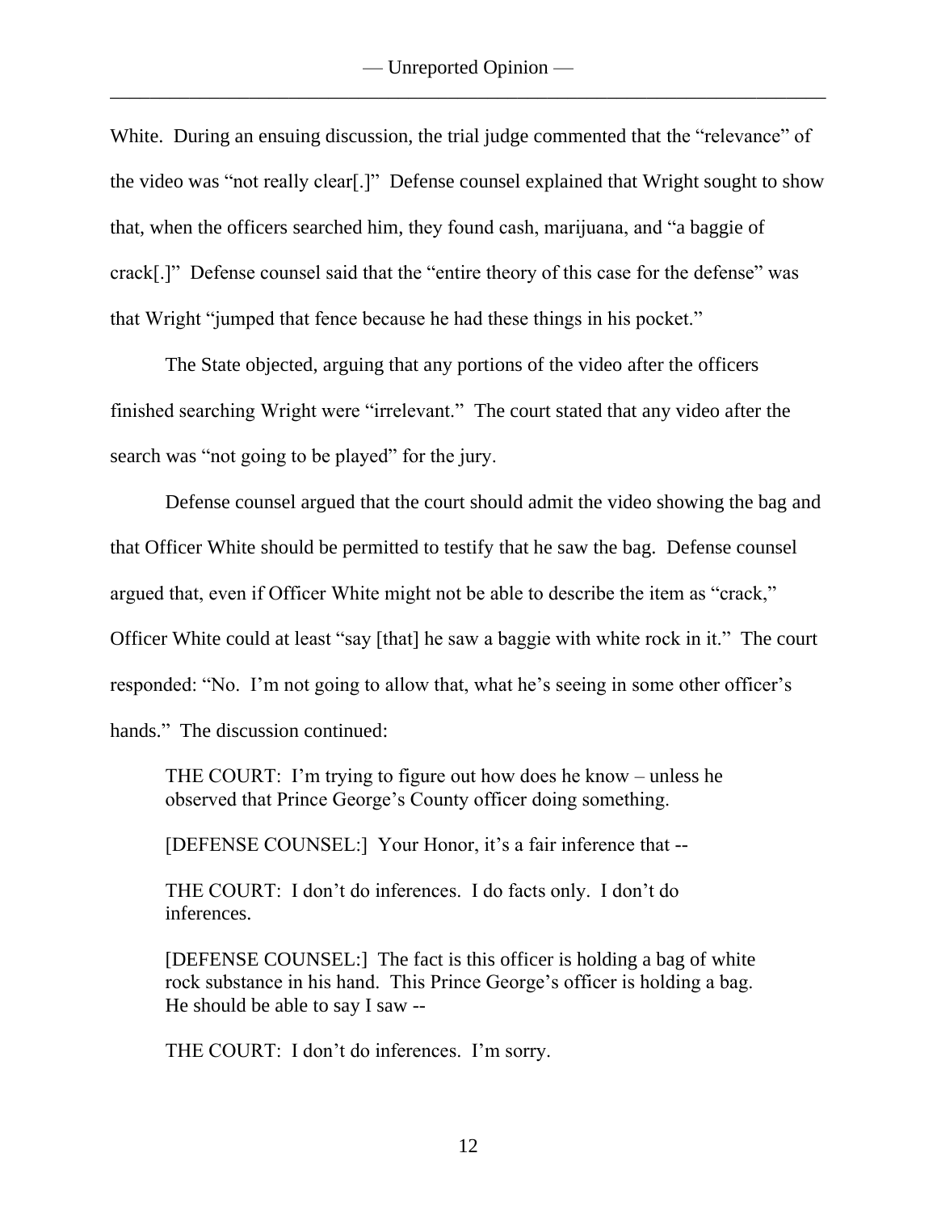White. During an ensuing discussion, the trial judge commented that the "relevance" of the video was "not really clear[.]" Defense counsel explained that Wright sought to show that, when the officers searched him, they found cash, marijuana, and "a baggie of crack[.]" Defense counsel said that the "entire theory of this case for the defense" was that Wright "jumped that fence because he had these things in his pocket."

The State objected, arguing that any portions of the video after the officers finished searching Wright were "irrelevant." The court stated that any video after the search was "not going to be played" for the jury.

Defense counsel argued that the court should admit the video showing the bag and that Officer White should be permitted to testify that he saw the bag. Defense counsel argued that, even if Officer White might not be able to describe the item as "crack," Officer White could at least "say [that] he saw a baggie with white rock in it." The court responded: "No. I'm not going to allow that, what he's seeing in some other officer's hands." The discussion continued:

> THE COURT: I'm trying to figure out how does he know – unless he observed that Prince George's County officer doing something.
>
> [DEFENSE COUNSEL:] Your Honor, it's a fair inference that --
>
> THE COURT: I don't do inferences. I do facts only. I don't do inferences.
>
> [DEFENSE COUNSEL:] The fact is this officer is holding a bag of white rock substance in his hand. This Prince George's officer is holding a bag. He should be able to say I saw --
>
> THE COURT: I don't do inferences. I'm sorry.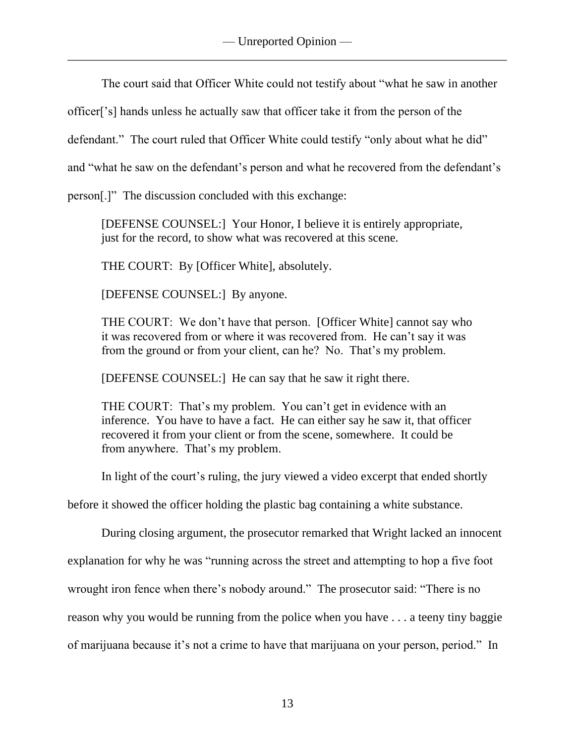The court said that Officer White could not testify about "what he saw in another officer['s] hands unless he actually saw that officer take it from the person of the defendant." The court ruled that Officer White could testify "only about what he did" and "what he saw on the defendant's person and what he recovered from the defendant's person[.]" The discussion concluded with this exchange:

> [DEFENSE COUNSEL:] Your Honor, I believe it is entirely appropriate, just for the record, to show what was recovered at this scene.
>
> THE COURT: By [Officer White], absolutely.
>
> [DEFENSE COUNSEL:] By anyone.
>
> THE COURT: We don't have that person. [Officer White] cannot say who it was recovered from or where it was recovered from. He can't say it was from the ground or from your client, can he? No. That's my problem.
>
> [DEFENSE COUNSEL:] He can say that he saw it right there.
>
> THE COURT: That's my problem. You can't get in evidence with an inference. You have to have a fact. He can either say he saw it, that officer recovered it from your client or from the scene, somewhere. It could be from anywhere. That's my problem.

In light of the court's ruling, the jury viewed a video excerpt that ended shortly before it showed the officer holding the plastic bag containing a white substance.

During closing argument, the prosecutor remarked that Wright lacked an innocent explanation for why he was "running across the street and attempting to hop a five foot wrought iron fence when there's nobody around." The prosecutor said: "There is no reason why you would be running from the police when you have . . . a teeny tiny baggie of marijuana because it's not a crime to have that marijuana on your person, period." In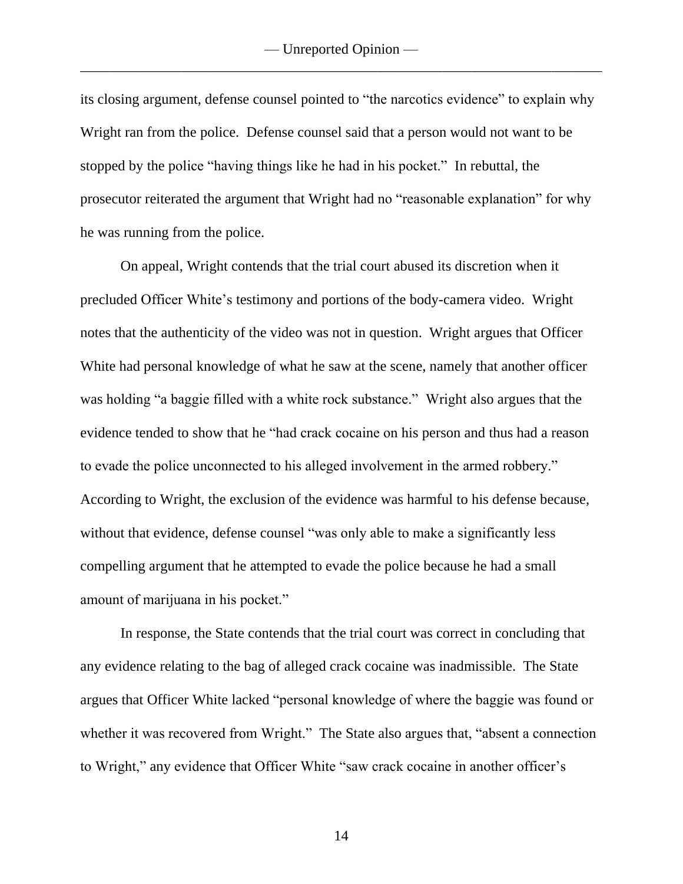its closing argument, defense counsel pointed to "the narcotics evidence" to explain why Wright ran from the police. Defense counsel said that a person would not want to be stopped by the police "having things like he had in his pocket." In rebuttal, the prosecutor reiterated the argument that Wright had no "reasonable explanation" for why he was running from the police.

On appeal, Wright contends that the trial court abused its discretion when it precluded Officer White's testimony and portions of the body-camera video. Wright notes that the authenticity of the video was not in question. Wright argues that Officer White had personal knowledge of what he saw at the scene, namely that another officer was holding "a baggie filled with a white rock substance." Wright also argues that the evidence tended to show that he "had crack cocaine on his person and thus had a reason to evade the police unconnected to his alleged involvement in the armed robbery." According to Wright, the exclusion of the evidence was harmful to his defense because, without that evidence, defense counsel "was only able to make a significantly less compelling argument that he attempted to evade the police because he had a small amount of marijuana in his pocket."

In response, the State contends that the trial court was correct in concluding that any evidence relating to the bag of alleged crack cocaine was inadmissible. The State argues that Officer White lacked "personal knowledge of where the baggie was found or whether it was recovered from Wright." The State also argues that, "absent a connection to Wright," any evidence that Officer White "saw crack cocaine in another officer's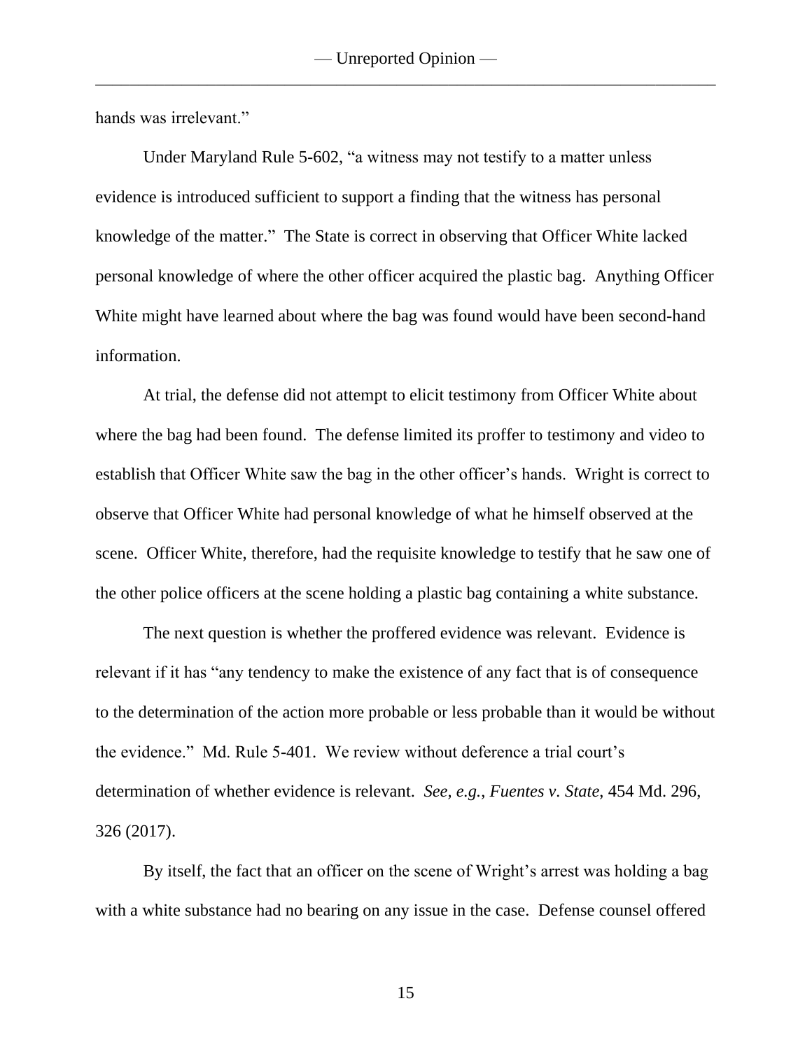hands was irrelevant."

Under Maryland Rule 5-602, "a witness may not testify to a matter unless evidence is introduced sufficient to support a finding that the witness has personal knowledge of the matter." The State is correct in observing that Officer White lacked personal knowledge of where the other officer acquired the plastic bag. Anything Officer White might have learned about where the bag was found would have been second-hand information.

At trial, the defense did not attempt to elicit testimony from Officer White about where the bag had been found. The defense limited its proffer to testimony and video to establish that Officer White saw the bag in the other officer's hands. Wright is correct to observe that Officer White had personal knowledge of what he himself observed at the scene. Officer White, therefore, had the requisite knowledge to testify that he saw one of the other police officers at the scene holding a plastic bag containing a white substance.

The next question is whether the proffered evidence was relevant. Evidence is relevant if it has "any tendency to make the existence of any fact that is of consequence to the determination of the action more probable or less probable than it would be without the evidence." Md. Rule 5-401. We review without deference a trial court's determination of whether evidence is relevant. *See, e.g.*, *Fuentes v. State*, 454 Md. 296, 326 (2017).

By itself, the fact that an officer on the scene of Wright's arrest was holding a bag with a white substance had no bearing on any issue in the case. Defense counsel offered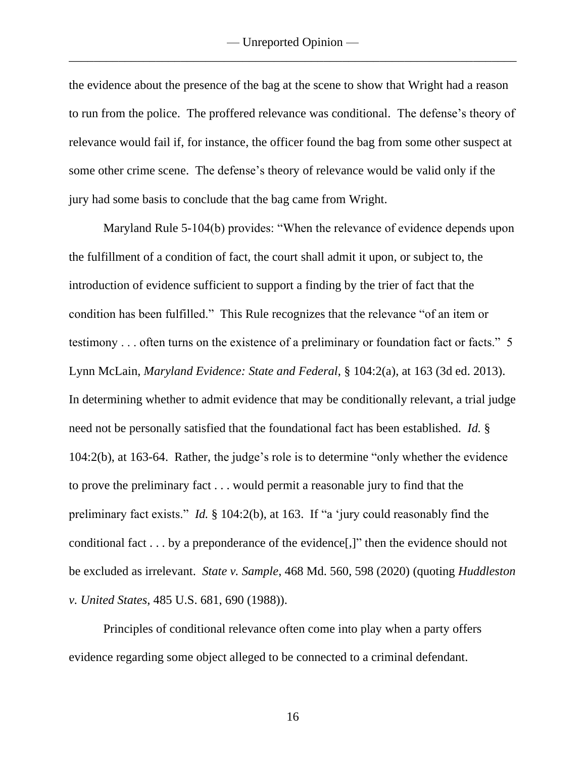the evidence about the presence of the bag at the scene to show that Wright had a reason to run from the police. The proffered relevance was conditional. The defense's theory of relevance would fail if, for instance, the officer found the bag from some other suspect at some other crime scene. The defense's theory of relevance would be valid only if the jury had some basis to conclude that the bag came from Wright.

Maryland Rule 5-104(b) provides: "When the relevance of evidence depends upon the fulfillment of a condition of fact, the court shall admit it upon, or subject to, the introduction of evidence sufficient to support a finding by the trier of fact that the condition has been fulfilled." This Rule recognizes that the relevance "of an item or testimony . . . often turns on the existence of a preliminary or foundation fact or facts." 5 Lynn McLain, *Maryland Evidence: State and Federal*, § 104:2(a), at 163 (3d ed. 2013). In determining whether to admit evidence that may be conditionally relevant, a trial judge need not be personally satisfied that the foundational fact has been established. *Id.* § 104:2(b), at 163-64. Rather, the judge's role is to determine "only whether the evidence to prove the preliminary fact . . . would permit a reasonable jury to find that the preliminary fact exists." *Id.* § 104:2(b), at 163. If "a 'jury could reasonably find the conditional fact . . . by a preponderance of the evidence[,]" then the evidence should not be excluded as irrelevant. *State v. Sample*, 468 Md. 560, 598 (2020) (quoting *Huddleston v. United States*, 485 U.S. 681, 690 (1988)).

Principles of conditional relevance often come into play when a party offers evidence regarding some object alleged to be connected to a criminal defendant.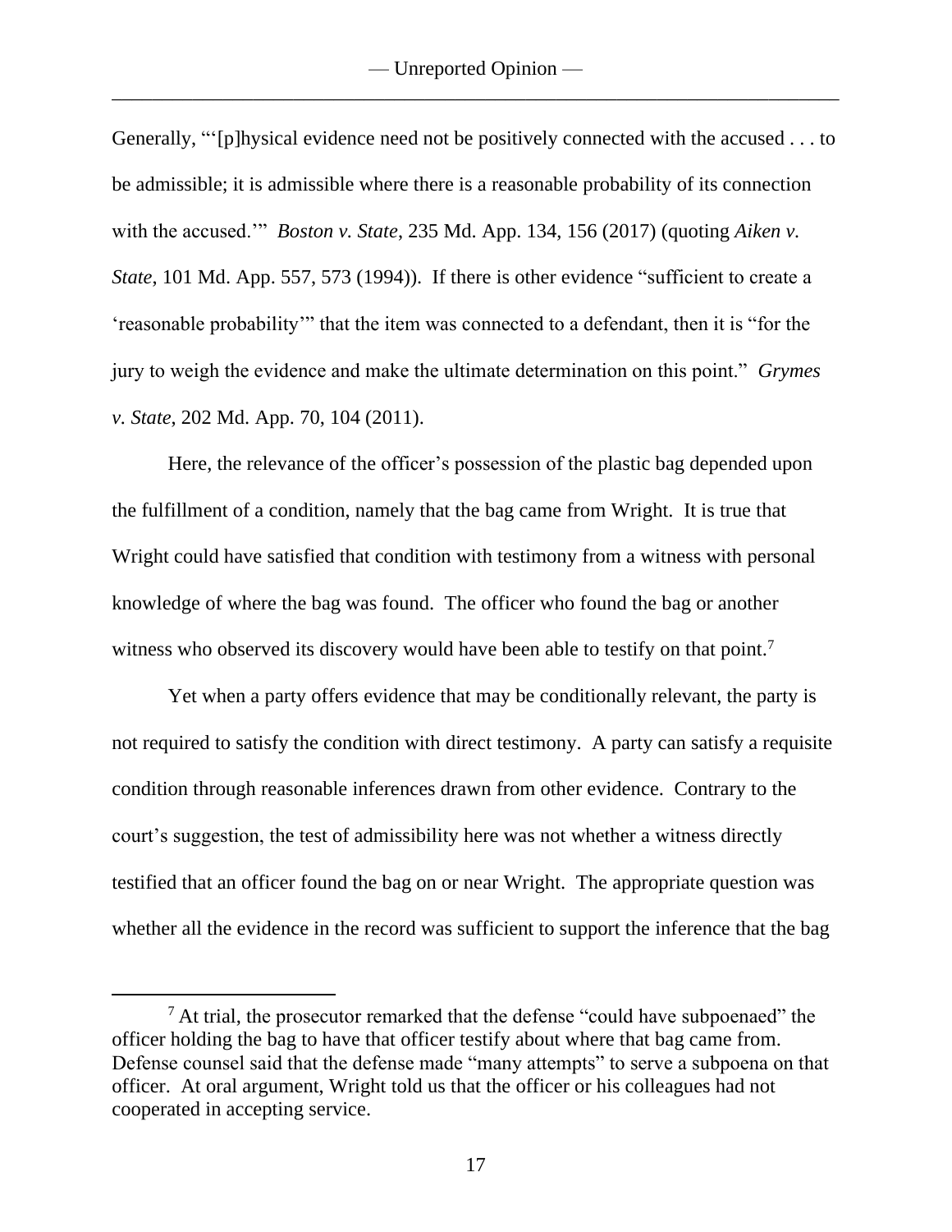Generally, "'[p]hysical evidence need not be positively connected with the accused . . . to be admissible; it is admissible where there is a reasonable probability of its connection with the accused.'" *Boston v. State*, 235 Md. App. 134, 156 (2017) (quoting *Aiken v. State*, 101 Md. App. 557, 573 (1994)). If there is other evidence "sufficient to create a 'reasonable probability'" that the item was connected to a defendant, then it is "for the jury to weigh the evidence and make the ultimate determination on this point." *Grymes v. State*, 202 Md. App. 70, 104 (2011).

Here, the relevance of the officer's possession of the plastic bag depended upon the fulfillment of a condition, namely that the bag came from Wright. It is true that Wright could have satisfied that condition with testimony from a witness with personal knowledge of where the bag was found. The officer who found the bag or another witness who observed its discovery would have been able to testify on that point.[7]

Yet when a party offers evidence that may be conditionally relevant, the party is not required to satisfy the condition with direct testimony. A party can satisfy a requisite condition through reasonable inferences drawn from other evidence. Contrary to the court's suggestion, the test of admissibility here was not whether a witness directly testified that an officer found the bag on or near Wright. The appropriate question was whether all the evidence in the record was sufficient to support the inference that the bag

---

[7] At trial, the prosecutor remarked that the defense "could have subpoenaed" the officer holding the bag to have that officer testify about where that bag came from. Defense counsel said that the defense made "many attempts" to serve a subpoena on that officer. At oral argument, Wright told us that the officer or his colleagues had not cooperated in accepting service.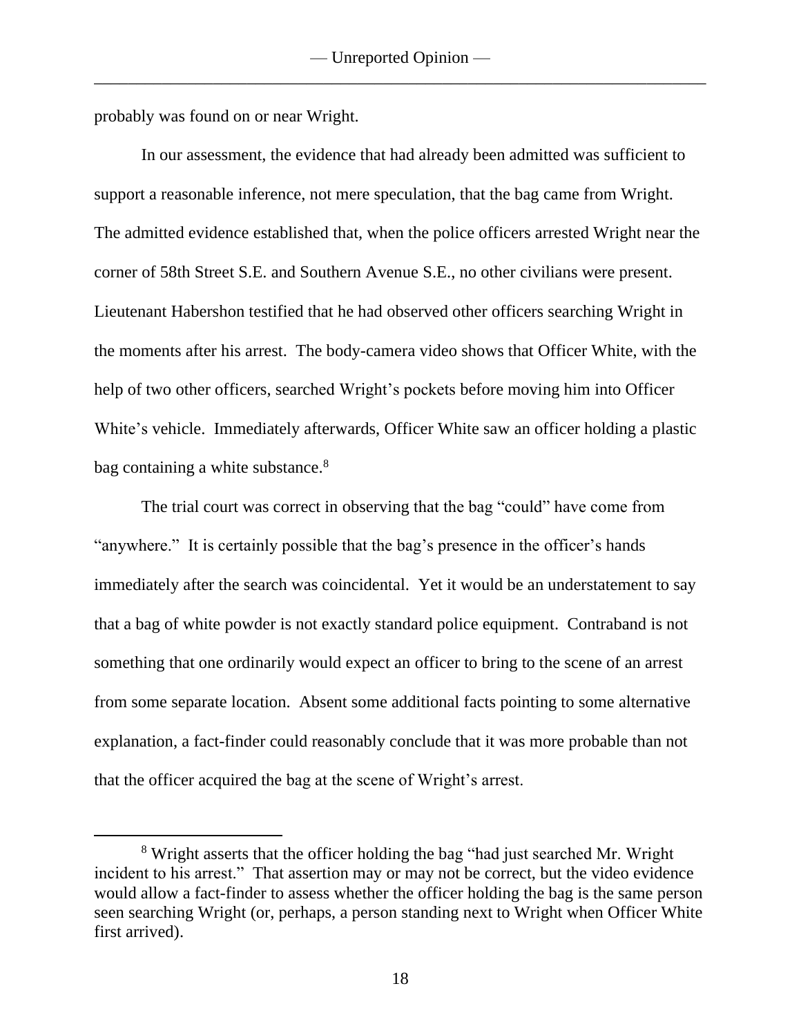probably was found on or near Wright.

In our assessment, the evidence that had already been admitted was sufficient to support a reasonable inference, not mere speculation, that the bag came from Wright. The admitted evidence established that, when the police officers arrested Wright near the corner of 58th Street S.E. and Southern Avenue S.E., no other civilians were present. Lieutenant Habershon testified that he had observed other officers searching Wright in the moments after his arrest. The body-camera video shows that Officer White, with the help of two other officers, searched Wright's pockets before moving him into Officer White's vehicle. Immediately afterwards, Officer White saw an officer holding a plastic bag containing a white substance.[8]

The trial court was correct in observing that the bag "could" have come from "anywhere." It is certainly possible that the bag's presence in the officer's hands immediately after the search was coincidental. Yet it would be an understatement to say that a bag of white powder is not exactly standard police equipment. Contraband is not something that one ordinarily would expect an officer to bring to the scene of an arrest from some separate location. Absent some additional facts pointing to some alternative explanation, a fact-finder could reasonably conclude that it was more probable than not that the officer acquired the bag at the scene of Wright's arrest.

---

[8] Wright asserts that the officer holding the bag "had just searched Mr. Wright incident to his arrest." That assertion may or may not be correct, but the video evidence would allow a fact-finder to assess whether the officer holding the bag is the same person seen searching Wright (or, perhaps, a person standing next to Wright when Officer White first arrived).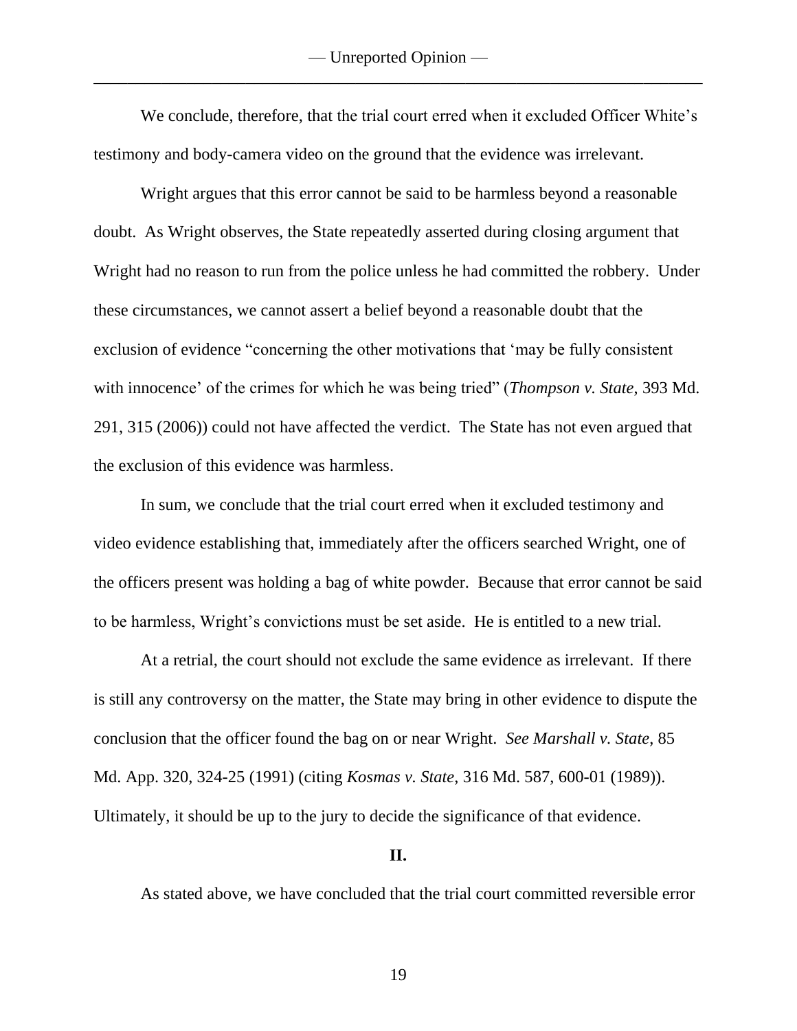We conclude, therefore, that the trial court erred when it excluded Officer White's testimony and body-camera video on the ground that the evidence was irrelevant.

Wright argues that this error cannot be said to be harmless beyond a reasonable doubt. As Wright observes, the State repeatedly asserted during closing argument that Wright had no reason to run from the police unless he had committed the robbery. Under these circumstances, we cannot assert a belief beyond a reasonable doubt that the exclusion of evidence "concerning the other motivations that 'may be fully consistent with innocence' of the crimes for which he was being tried" (*Thompson v. State*, 393 Md. 291, 315 (2006)) could not have affected the verdict. The State has not even argued that the exclusion of this evidence was harmless.

In sum, we conclude that the trial court erred when it excluded testimony and video evidence establishing that, immediately after the officers searched Wright, one of the officers present was holding a bag of white powder. Because that error cannot be said to be harmless, Wright's convictions must be set aside. He is entitled to a new trial.

At a retrial, the court should not exclude the same evidence as irrelevant. If there is still any controversy on the matter, the State may bring in other evidence to dispute the conclusion that the officer found the bag on or near Wright. *See Marshall v. State*, 85 Md. App. 320, 324-25 (1991) (citing *Kosmas v. State*, 316 Md. 587, 600-01 (1989)). Ultimately, it should be up to the jury to decide the significance of that evidence.

**II.**

As stated above, we have concluded that the trial court committed reversible error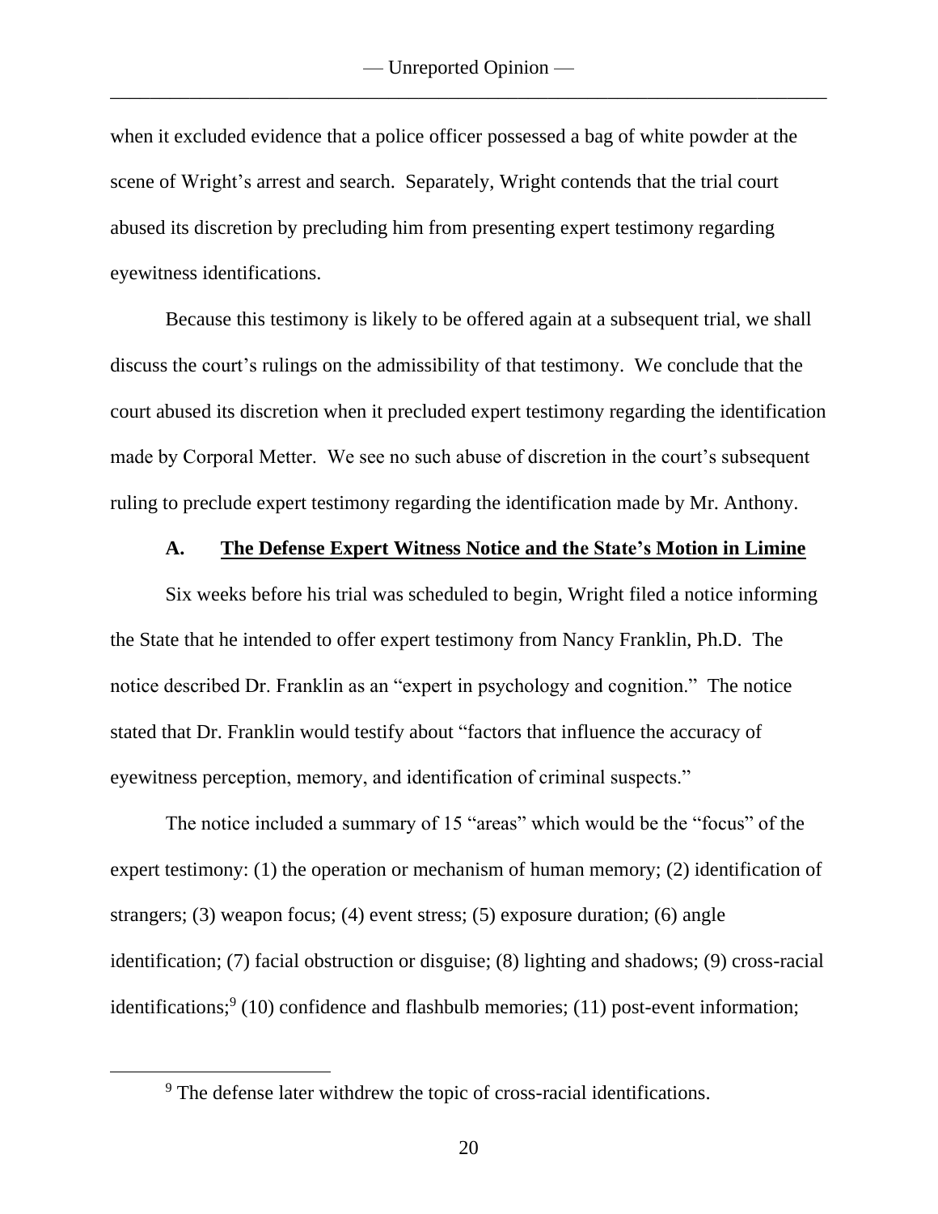when it excluded evidence that a police officer possessed a bag of white powder at the scene of Wright's arrest and search. Separately, Wright contends that the trial court abused its discretion by precluding him from presenting expert testimony regarding eyewitness identifications.

Because this testimony is likely to be offered again at a subsequent trial, we shall discuss the court's rulings on the admissibility of that testimony. We conclude that the court abused its discretion when it precluded expert testimony regarding the identification made by Corporal Metter. We see no such abuse of discretion in the court's subsequent ruling to preclude expert testimony regarding the identification made by Mr. Anthony.

### A. **The Defense Expert Witness Notice and the State's Motion in Limine**

Six weeks before his trial was scheduled to begin, Wright filed a notice informing the State that he intended to offer expert testimony from Nancy Franklin, Ph.D. The notice described Dr. Franklin as an "expert in psychology and cognition." The notice stated that Dr. Franklin would testify about "factors that influence the accuracy of eyewitness perception, memory, and identification of criminal suspects."

The notice included a summary of 15 "areas" which would be the "focus" of the expert testimony: (1) the operation or mechanism of human memory; (2) identification of strangers; (3) weapon focus; (4) event stress; (5) exposure duration; (6) angle identification; (7) facial obstruction or disguise; (8) lighting and shadows; (9) cross-racial identifications;[9] (10) confidence and flashbulb memories; (11) post-event information;

[9] The defense later withdrew the topic of cross-racial identifications.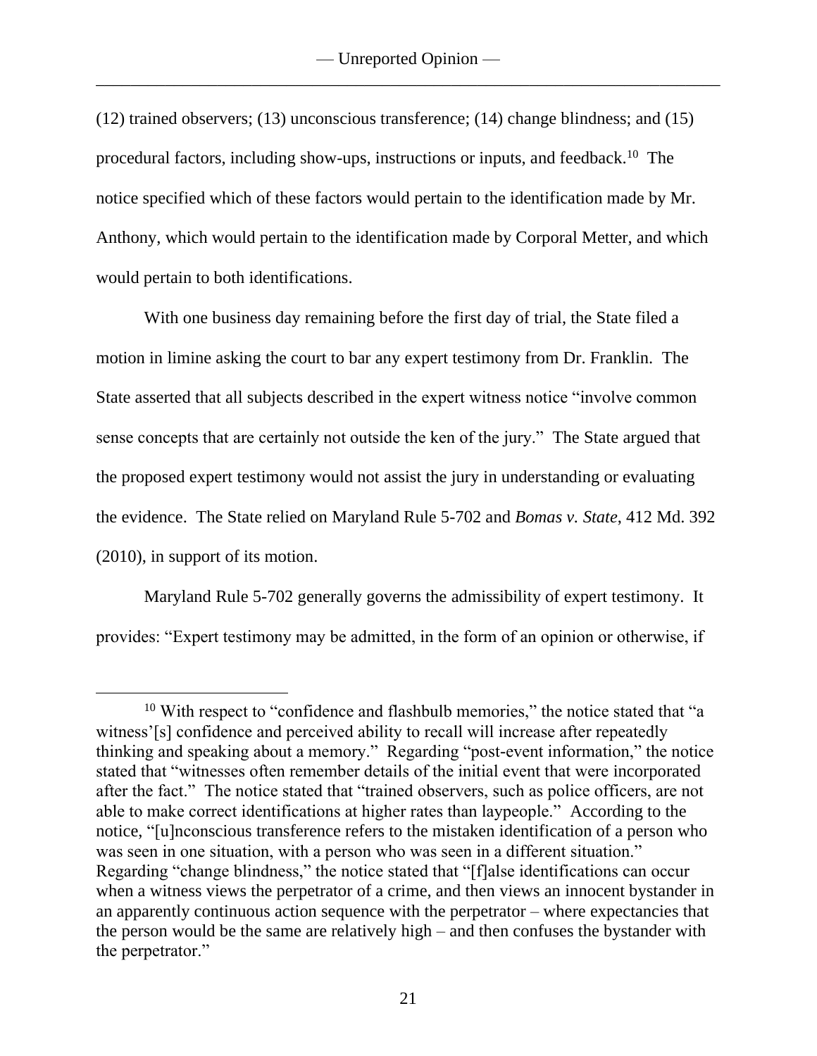(12) trained observers; (13) unconscious transference; (14) change blindness; and (15) procedural factors, including show-ups, instructions or inputs, and feedback.[10] The notice specified which of these factors would pertain to the identification made by Mr. Anthony, which would pertain to the identification made by Corporal Metter, and which would pertain to both identifications.

With one business day remaining before the first day of trial, the State filed a motion in limine asking the court to bar any expert testimony from Dr. Franklin. The State asserted that all subjects described in the expert witness notice "involve common sense concepts that are certainly not outside the ken of the jury." The State argued that the proposed expert testimony would not assist the jury in understanding or evaluating the evidence. The State relied on Maryland Rule 5-702 and *Bomas v. State*, 412 Md. 392 (2010), in support of its motion.

Maryland Rule 5-702 generally governs the admissibility of expert testimony. It provides: "Expert testimony may be admitted, in the form of an opinion or otherwise, if

[10] With respect to "confidence and flashbulb memories," the notice stated that "a witness'[s] confidence and perceived ability to recall will increase after repeatedly thinking and speaking about a memory." Regarding "post-event information," the notice stated that "witnesses often remember details of the initial event that were incorporated after the fact." The notice stated that "trained observers, such as police officers, are not able to make correct identifications at higher rates than laypeople." According to the notice, "[u]nconscious transference refers to the mistaken identification of a person who was seen in one situation, with a person who was seen in a different situation." Regarding "change blindness," the notice stated that "[f]alse identifications can occur when a witness views the perpetrator of a crime, and then views an innocent bystander in an apparently continuous action sequence with the perpetrator – where expectancies that the person would be the same are relatively high – and then confuses the bystander with the perpetrator."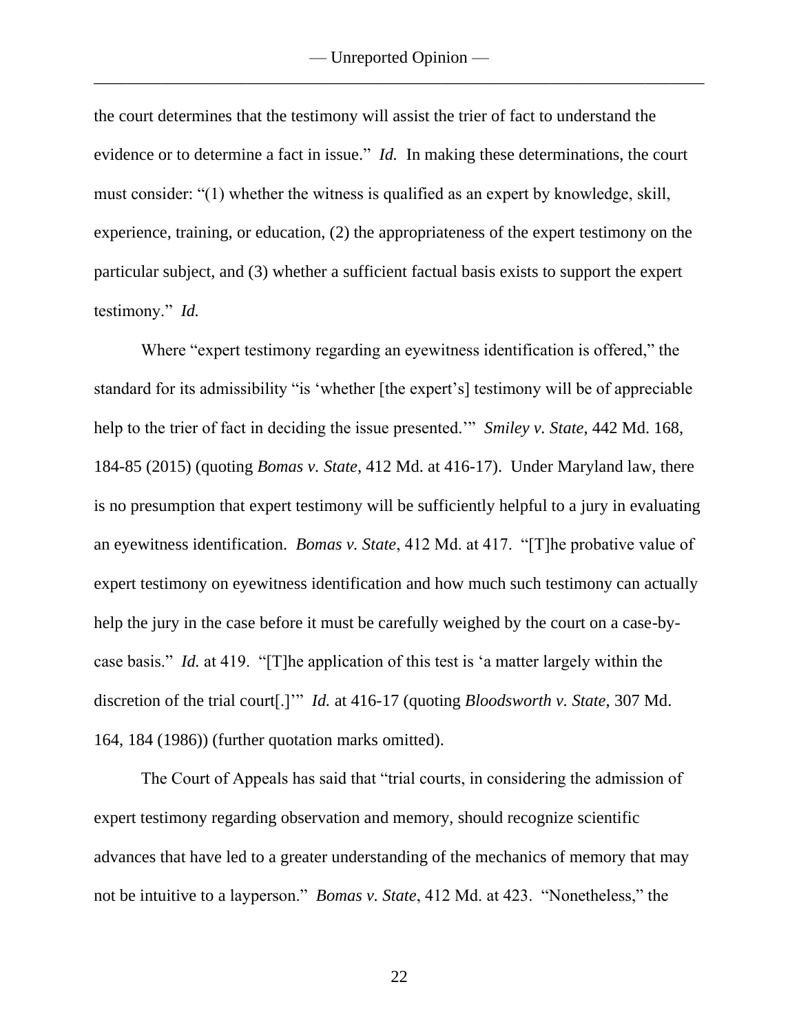the court determines that the testimony will assist the trier of fact to understand the evidence or to determine a fact in issue." *Id.* In making these determinations, the court must consider: "(1) whether the witness is qualified as an expert by knowledge, skill, experience, training, or education, (2) the appropriateness of the expert testimony on the particular subject, and (3) whether a sufficient factual basis exists to support the expert testimony." *Id.*

Where "expert testimony regarding an eyewitness identification is offered," the standard for its admissibility "is 'whether [the expert's] testimony will be of appreciable help to the trier of fact in deciding the issue presented.'" *Smiley v. State*, 442 Md. 168, 184-85 (2015) (quoting *Bomas v. State*, 412 Md. at 416-17). Under Maryland law, there is no presumption that expert testimony will be sufficiently helpful to a jury in evaluating an eyewitness identification. *Bomas v. State*, 412 Md. at 417. "[T]he probative value of expert testimony on eyewitness identification and how much such testimony can actually help the jury in the case before it must be carefully weighed by the court on a case-by-case basis." *Id.* at 419. "[T]he application of this test is 'a matter largely within the discretion of the trial court[.]'" *Id.* at 416-17 (quoting *Bloodsworth v. State*, 307 Md. 164, 184 (1986)) (further quotation marks omitted).

The Court of Appeals has said that "trial courts, in considering the admission of expert testimony regarding observation and memory, should recognize scientific advances that have led to a greater understanding of the mechanics of memory that may not be intuitive to a layperson." *Bomas v. State*, 412 Md. at 423. "Nonetheless," the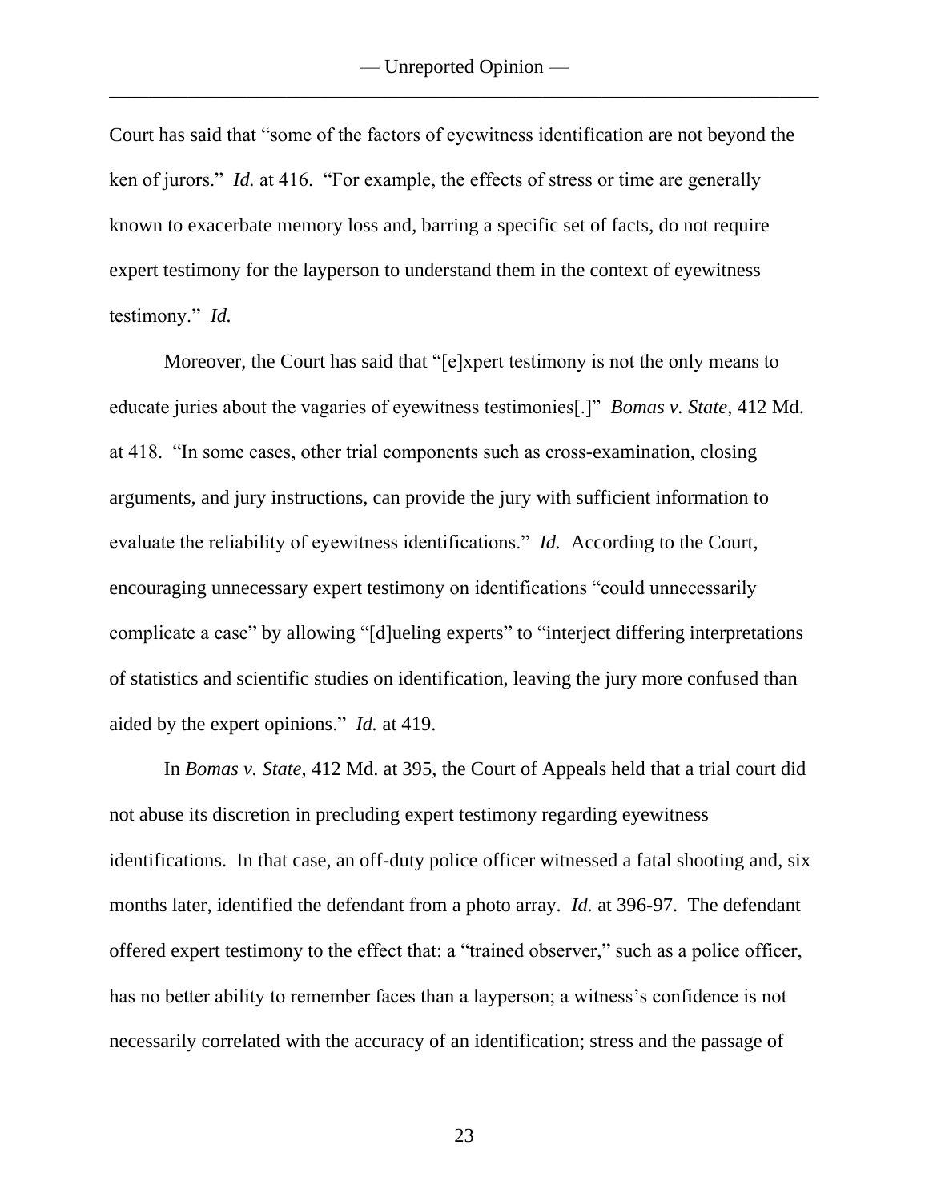Court has said that "some of the factors of eyewitness identification are not beyond the ken of jurors." *Id.* at 416. "For example, the effects of stress or time are generally known to exacerbate memory loss and, barring a specific set of facts, do not require expert testimony for the layperson to understand them in the context of eyewitness testimony." *Id.*

Moreover, the Court has said that "[e]xpert testimony is not the only means to educate juries about the vagaries of eyewitness testimonies[.]" *Bomas v. State*, 412 Md. at 418. "In some cases, other trial components such as cross-examination, closing arguments, and jury instructions, can provide the jury with sufficient information to evaluate the reliability of eyewitness identifications." *Id.* According to the Court, encouraging unnecessary expert testimony on identifications "could unnecessarily complicate a case" by allowing "[d]ueling experts" to "interject differing interpretations of statistics and scientific studies on identification, leaving the jury more confused than aided by the expert opinions." *Id.* at 419.

In *Bomas v. State*, 412 Md. at 395, the Court of Appeals held that a trial court did not abuse its discretion in precluding expert testimony regarding eyewitness identifications. In that case, an off-duty police officer witnessed a fatal shooting and, six months later, identified the defendant from a photo array. *Id.* at 396-97. The defendant offered expert testimony to the effect that: a "trained observer," such as a police officer, has no better ability to remember faces than a layperson; a witness's confidence is not necessarily correlated with the accuracy of an identification; stress and the passage of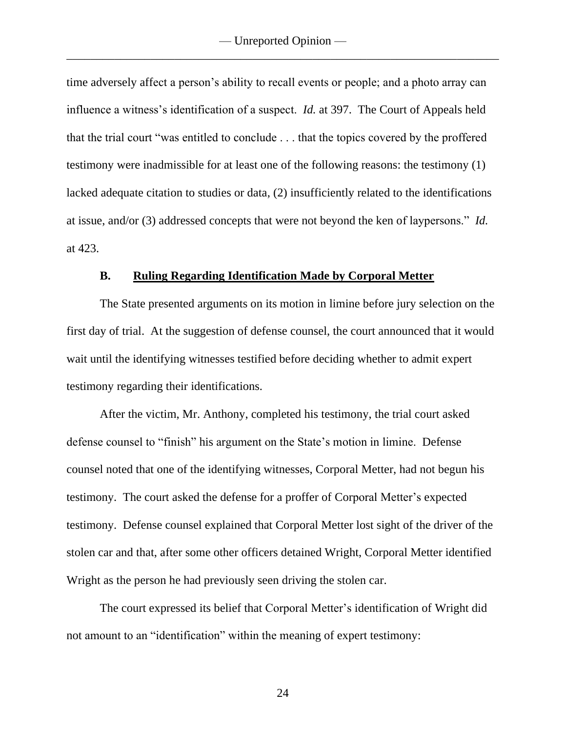time adversely affect a person's ability to recall events or people; and a photo array can influence a witness's identification of a suspect. *Id.* at 397. The Court of Appeals held that the trial court "was entitled to conclude . . . that the topics covered by the proffered testimony were inadmissible for at least one of the following reasons: the testimony (1) lacked adequate citation to studies or data, (2) insufficiently related to the identifications at issue, and/or (3) addressed concepts that were not beyond the ken of laypersons." *Id.* at 423.

### B. Ruling Regarding Identification Made by Corporal Metter

The State presented arguments on its motion in limine before jury selection on the first day of trial. At the suggestion of defense counsel, the court announced that it would wait until the identifying witnesses testified before deciding whether to admit expert testimony regarding their identifications.

After the victim, Mr. Anthony, completed his testimony, the trial court asked defense counsel to "finish" his argument on the State's motion in limine. Defense counsel noted that one of the identifying witnesses, Corporal Metter, had not begun his testimony. The court asked the defense for a proffer of Corporal Metter's expected testimony. Defense counsel explained that Corporal Metter lost sight of the driver of the stolen car and that, after some other officers detained Wright, Corporal Metter identified Wright as the person he had previously seen driving the stolen car.

The court expressed its belief that Corporal Metter's identification of Wright did not amount to an "identification" within the meaning of expert testimony: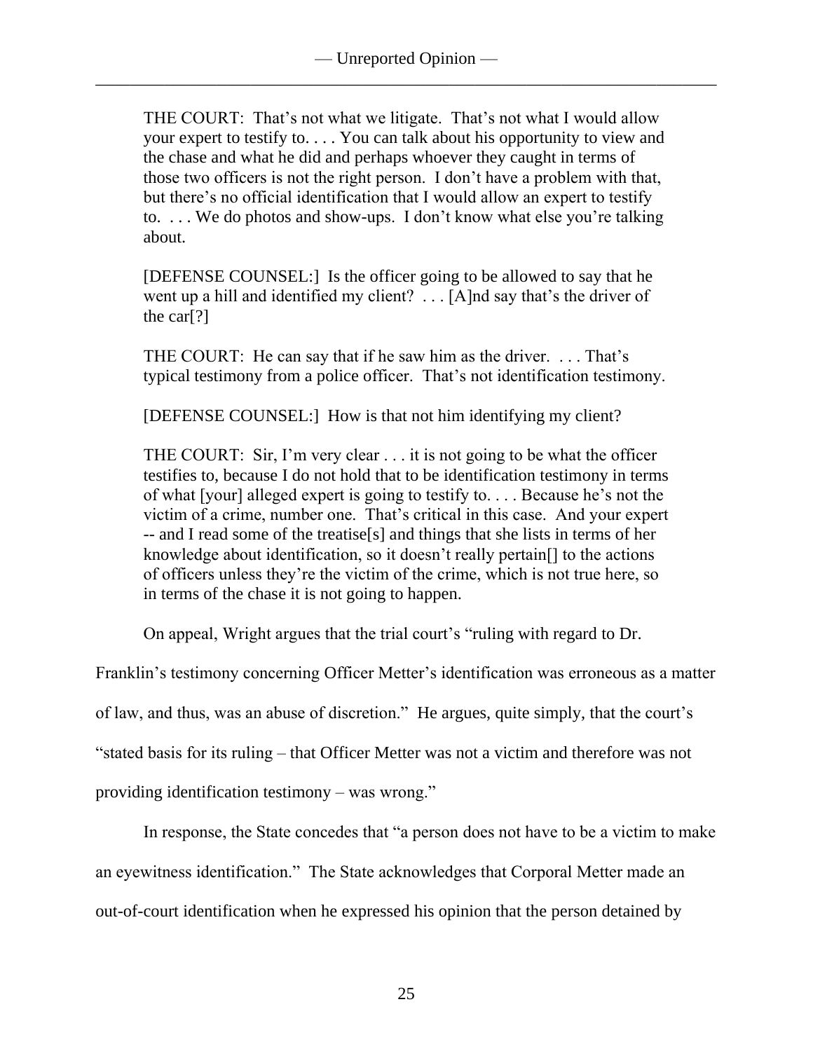> THE COURT: That's not what we litigate. That's not what I would allow your expert to testify to. . . . You can talk about his opportunity to view and the chase and what he did and perhaps whoever they caught in terms of those two officers is not the right person. I don't have a problem with that, but there's no official identification that I would allow an expert to testify to. . . . We do photos and show-ups. I don't know what else you're talking about.
>
> [DEFENSE COUNSEL:] Is the officer going to be allowed to say that he went up a hill and identified my client? . . . [A]nd say that's the driver of the car[?]
>
> THE COURT: He can say that if he saw him as the driver. . . . That's typical testimony from a police officer. That's not identification testimony.
>
> [DEFENSE COUNSEL:] How is that not him identifying my client?
>
> THE COURT: Sir, I'm very clear . . . it is not going to be what the officer testifies to, because I do not hold that to be identification testimony in terms of what [your] alleged expert is going to testify to. . . . Because he's not the victim of a crime, number one. That's critical in this case. And your expert -- and I read some of the treatise[s] and things that she lists in terms of her knowledge about identification, so it doesn't really pertain[] to the actions of officers unless they're the victim of the crime, which is not true here, so in terms of the chase it is not going to happen.

On appeal, Wright argues that the trial court's "ruling with regard to Dr. Franklin's testimony concerning Officer Metter's identification was erroneous as a matter of law, and thus, was an abuse of discretion." He argues, quite simply, that the court's "stated basis for its ruling – that Officer Metter was not a victim and therefore was not providing identification testimony – was wrong."

In response, the State concedes that "a person does not have to be a victim to make an eyewitness identification." The State acknowledges that Corporal Metter made an out-of-court identification when he expressed his opinion that the person detained by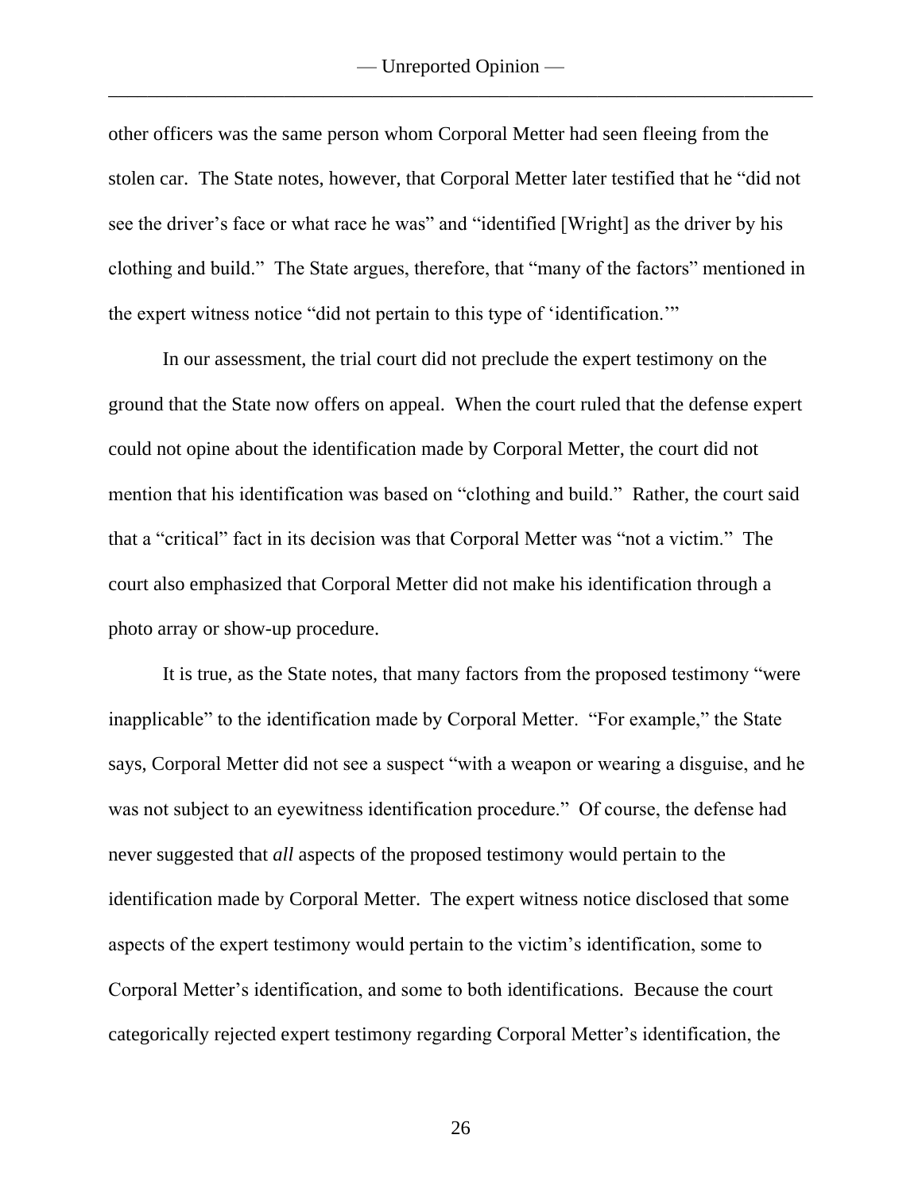other officers was the same person whom Corporal Metter had seen fleeing from the stolen car. The State notes, however, that Corporal Metter later testified that he "did not see the driver's face or what race he was" and "identified [Wright] as the driver by his clothing and build." The State argues, therefore, that "many of the factors" mentioned in the expert witness notice "did not pertain to this type of 'identification.'"

In our assessment, the trial court did not preclude the expert testimony on the ground that the State now offers on appeal. When the court ruled that the defense expert could not opine about the identification made by Corporal Metter, the court did not mention that his identification was based on "clothing and build." Rather, the court said that a "critical" fact in its decision was that Corporal Metter was "not a victim." The court also emphasized that Corporal Metter did not make his identification through a photo array or show-up procedure.

It is true, as the State notes, that many factors from the proposed testimony "were inapplicable" to the identification made by Corporal Metter. "For example," the State says, Corporal Metter did not see a suspect "with a weapon or wearing a disguise, and he was not subject to an eyewitness identification procedure." Of course, the defense had never suggested that *all* aspects of the proposed testimony would pertain to the identification made by Corporal Metter. The expert witness notice disclosed that some aspects of the expert testimony would pertain to the victim's identification, some to Corporal Metter's identification, and some to both identifications. Because the court categorically rejected expert testimony regarding Corporal Metter's identification, the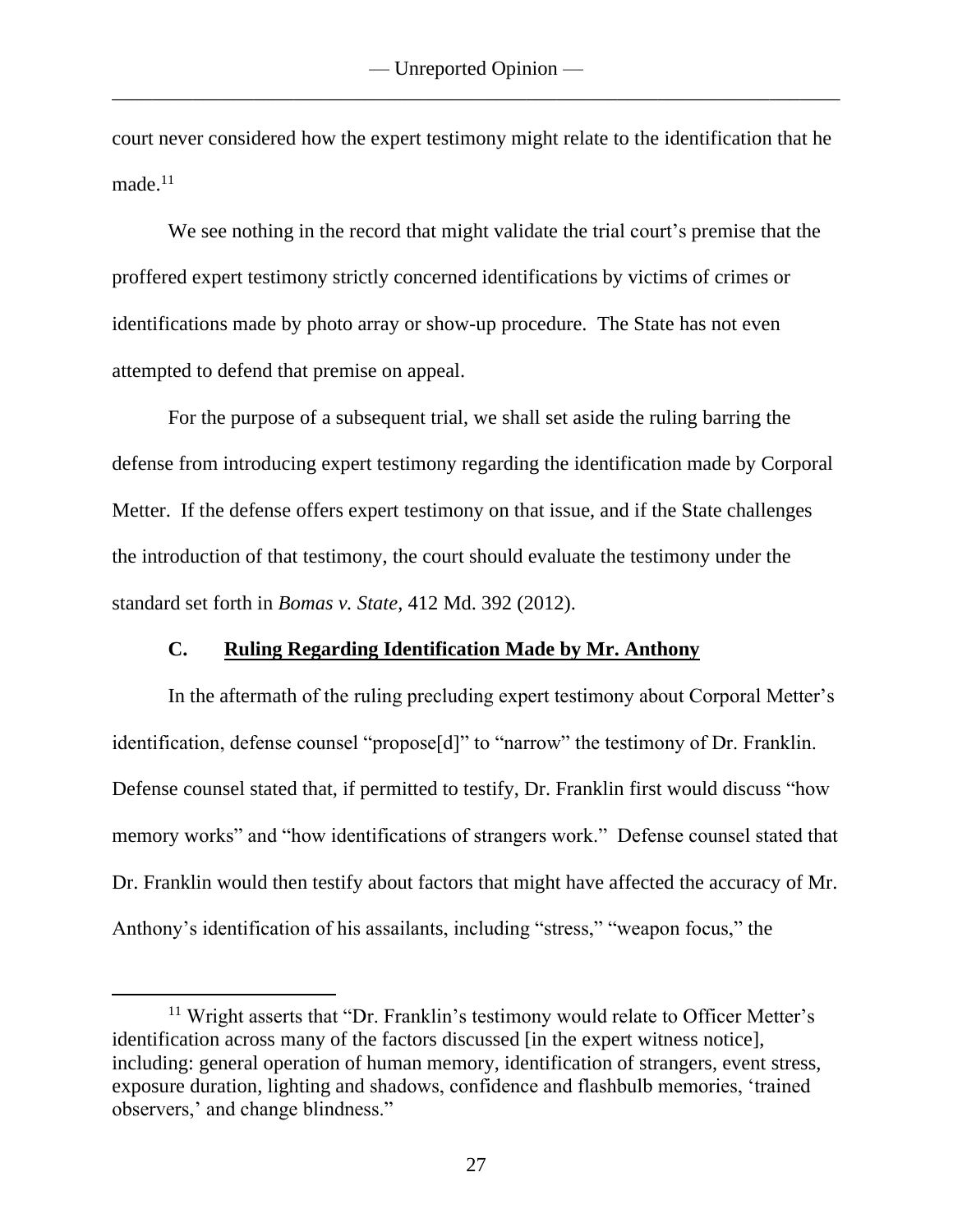court never considered how the expert testimony might relate to the identification that he made.[11]

We see nothing in the record that might validate the trial court's premise that the proffered expert testimony strictly concerned identifications by victims of crimes or identifications made by photo array or show-up procedure. The State has not even attempted to defend that premise on appeal.

For the purpose of a subsequent trial, we shall set aside the ruling barring the defense from introducing expert testimony regarding the identification made by Corporal Metter. If the defense offers expert testimony on that issue, and if the State challenges the introduction of that testimony, the court should evaluate the testimony under the standard set forth in *Bomas v. State*, 412 Md. 392 (2012).

### C. Ruling Regarding Identification Made by Mr. Anthony

In the aftermath of the ruling precluding expert testimony about Corporal Metter's identification, defense counsel "propose[d]" to "narrow" the testimony of Dr. Franklin. Defense counsel stated that, if permitted to testify, Dr. Franklin first would discuss "how memory works" and "how identifications of strangers work." Defense counsel stated that Dr. Franklin would then testify about factors that might have affected the accuracy of Mr. Anthony's identification of his assailants, including "stress," "weapon focus," the

---

[11] Wright asserts that "Dr. Franklin's testimony would relate to Officer Metter's identification across many of the factors discussed [in the expert witness notice], including: general operation of human memory, identification of strangers, event stress, exposure duration, lighting and shadows, confidence and flashbulb memories, 'trained observers,' and change blindness."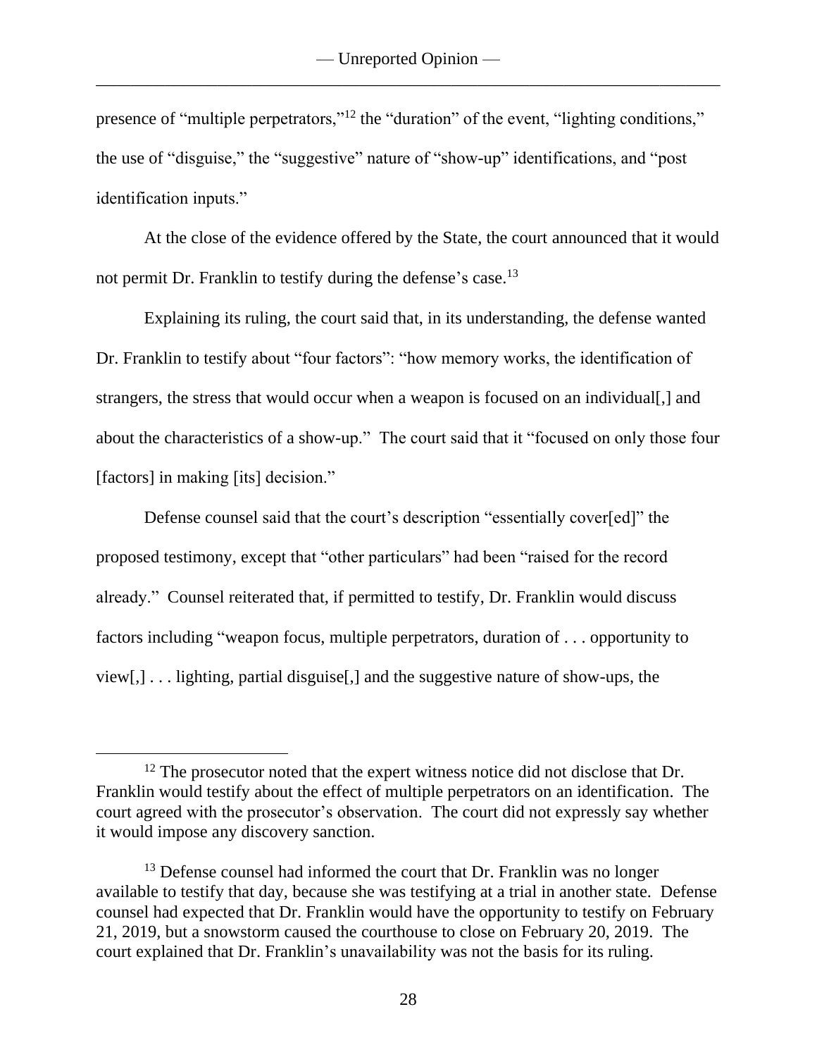presence of "multiple perpetrators,"[12] the "duration" of the event, "lighting conditions," the use of "disguise," the "suggestive" nature of "show-up" identifications, and "post identification inputs."

At the close of the evidence offered by the State, the court announced that it would not permit Dr. Franklin to testify during the defense's case.[13]

Explaining its ruling, the court said that, in its understanding, the defense wanted Dr. Franklin to testify about "four factors": "how memory works, the identification of strangers, the stress that would occur when a weapon is focused on an individual[,] and about the characteristics of a show-up." The court said that it "focused on only those four [factors] in making [its] decision."

Defense counsel said that the court's description "essentially cover[ed]" the proposed testimony, except that "other particulars" had been "raised for the record already." Counsel reiterated that, if permitted to testify, Dr. Franklin would discuss factors including "weapon focus, multiple perpetrators, duration of . . . opportunity to view[,] . . . lighting, partial disguise[,] and the suggestive nature of show-ups, the

---

[12] The prosecutor noted that the expert witness notice did not disclose that Dr. Franklin would testify about the effect of multiple perpetrators on an identification. The court agreed with the prosecutor's observation. The court did not expressly say whether it would impose any discovery sanction.

[13] Defense counsel had informed the court that Dr. Franklin was no longer available to testify that day, because she was testifying at a trial in another state. Defense counsel had expected that Dr. Franklin would have the opportunity to testify on February 21, 2019, but a snowstorm caused the courthouse to close on February 20, 2019. The court explained that Dr. Franklin's unavailability was not the basis for its ruling.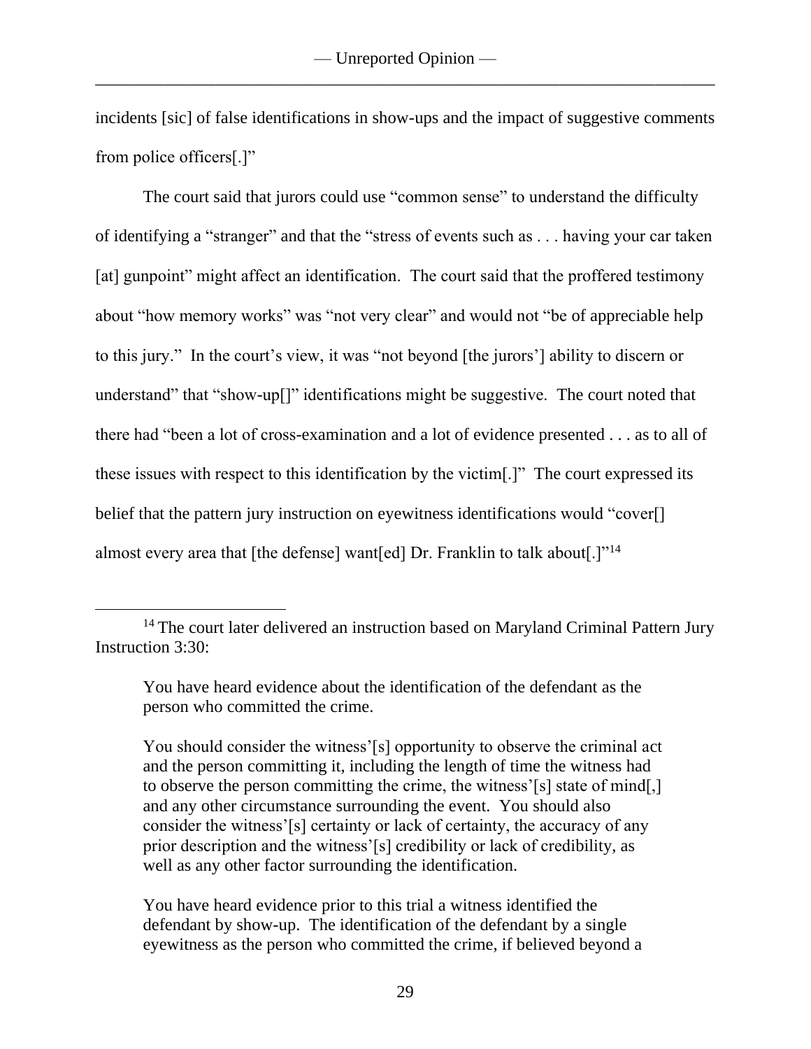incidents [sic] of false identifications in show-ups and the impact of suggestive comments from police officers[.]"

The court said that jurors could use "common sense" to understand the difficulty of identifying a "stranger" and that the "stress of events such as . . . having your car taken [at] gunpoint" might affect an identification. The court said that the proffered testimony about "how memory works" was "not very clear" and would not "be of appreciable help to this jury." In the court's view, it was "not beyond [the jurors'] ability to discern or understand" that "show-up[]" identifications might be suggestive. The court noted that there had "been a lot of cross-examination and a lot of evidence presented . . . as to all of these issues with respect to this identification by the victim[.]" The court expressed its belief that the pattern jury instruction on eyewitness identifications would "cover[] almost every area that [the defense] want[ed] Dr. Franklin to talk about[.]"[14]

---

[14] The court later delivered an instruction based on Maryland Criminal Pattern Jury Instruction 3:30:

> You have heard evidence about the identification of the defendant as the person who committed the crime.
>
> You should consider the witness'[s] opportunity to observe the criminal act and the person committing it, including the length of time the witness had to observe the person committing the crime, the witness'[s] state of mind[,] and any other circumstance surrounding the event. You should also consider the witness'[s] certainty or lack of certainty, the accuracy of any prior description and the witness'[s] credibility or lack of credibility, as well as any other factor surrounding the identification.
>
> You have heard evidence prior to this trial a witness identified the defendant by show-up. The identification of the defendant by a single eyewitness as the person who committed the crime, if believed beyond a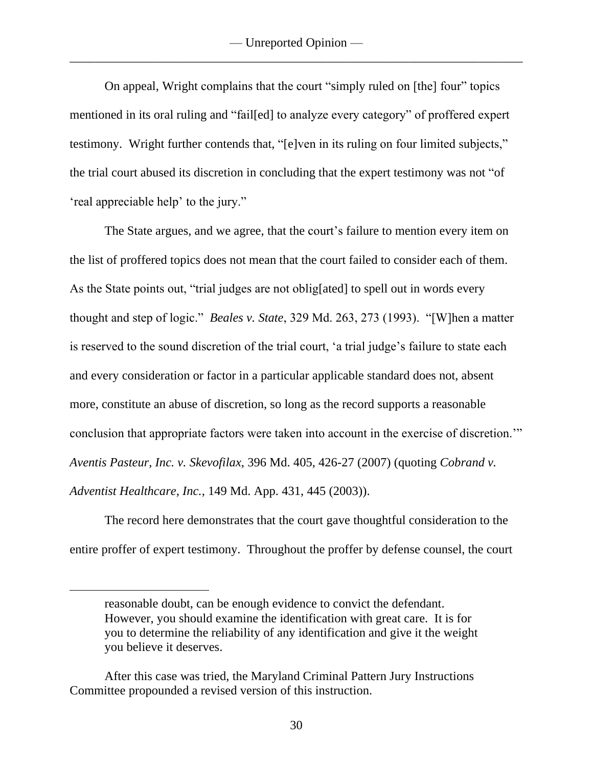On appeal, Wright complains that the court "simply ruled on [the] four" topics mentioned in its oral ruling and "fail[ed] to analyze every category" of proffered expert testimony. Wright further contends that, "[e]ven in its ruling on four limited subjects," the trial court abused its discretion in concluding that the expert testimony was not "of 'real appreciable help' to the jury."

The State argues, and we agree, that the court's failure to mention every item on the list of proffered topics does not mean that the court failed to consider each of them. As the State points out, "trial judges are not oblig[ated] to spell out in words every thought and step of logic." *Beales v. State*, 329 Md. 263, 273 (1993). "[W]hen a matter is reserved to the sound discretion of the trial court, 'a trial judge's failure to state each and every consideration or factor in a particular applicable standard does not, absent more, constitute an abuse of discretion, so long as the record supports a reasonable conclusion that appropriate factors were taken into account in the exercise of discretion.'" *Aventis Pasteur, Inc. v. Skevofilax*, 396 Md. 405, 426-27 (2007) (quoting *Cobrand v. Adventist Healthcare, Inc.*, 149 Md. App. 431, 445 (2003)).

The record here demonstrates that the court gave thoughtful consideration to the entire proffer of expert testimony. Throughout the proffer by defense counsel, the court

---

> reasonable doubt, can be enough evidence to convict the defendant. However, you should examine the identification with great care. It is for you to determine the reliability of any identification and give it the weight you believe it deserves.

After this case was tried, the Maryland Criminal Pattern Jury Instructions Committee propounded a revised version of this instruction.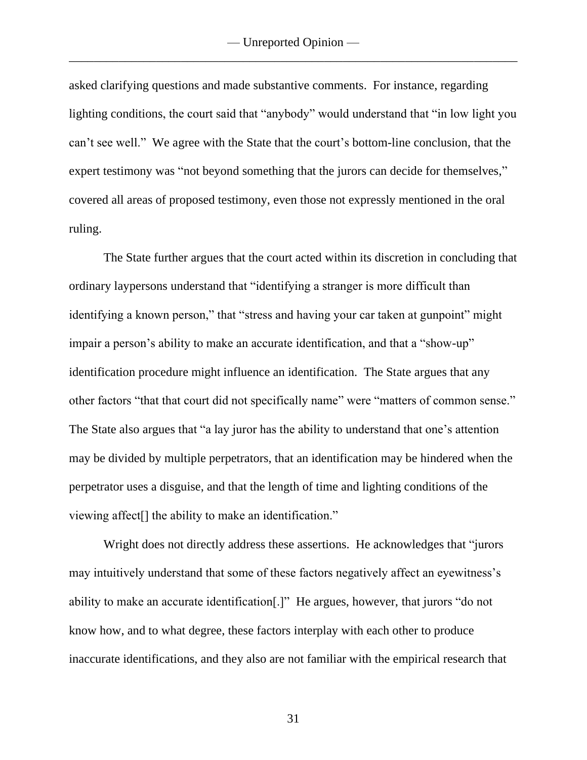asked clarifying questions and made substantive comments. For instance, regarding lighting conditions, the court said that "anybody" would understand that "in low light you can't see well." We agree with the State that the court's bottom-line conclusion, that the expert testimony was "not beyond something that the jurors can decide for themselves," covered all areas of proposed testimony, even those not expressly mentioned in the oral ruling.

The State further argues that the court acted within its discretion in concluding that ordinary laypersons understand that "identifying a stranger is more difficult than identifying a known person," that "stress and having your car taken at gunpoint" might impair a person's ability to make an accurate identification, and that a "show-up" identification procedure might influence an identification. The State argues that any other factors "that that court did not specifically name" were "matters of common sense." The State also argues that "a lay juror has the ability to understand that one's attention may be divided by multiple perpetrators, that an identification may be hindered when the perpetrator uses a disguise, and that the length of time and lighting conditions of the viewing affect[] the ability to make an identification."

Wright does not directly address these assertions. He acknowledges that "jurors may intuitively understand that some of these factors negatively affect an eyewitness's ability to make an accurate identification[.]" He argues, however, that jurors "do not know how, and to what degree, these factors interplay with each other to produce inaccurate identifications, and they also are not familiar with the empirical research that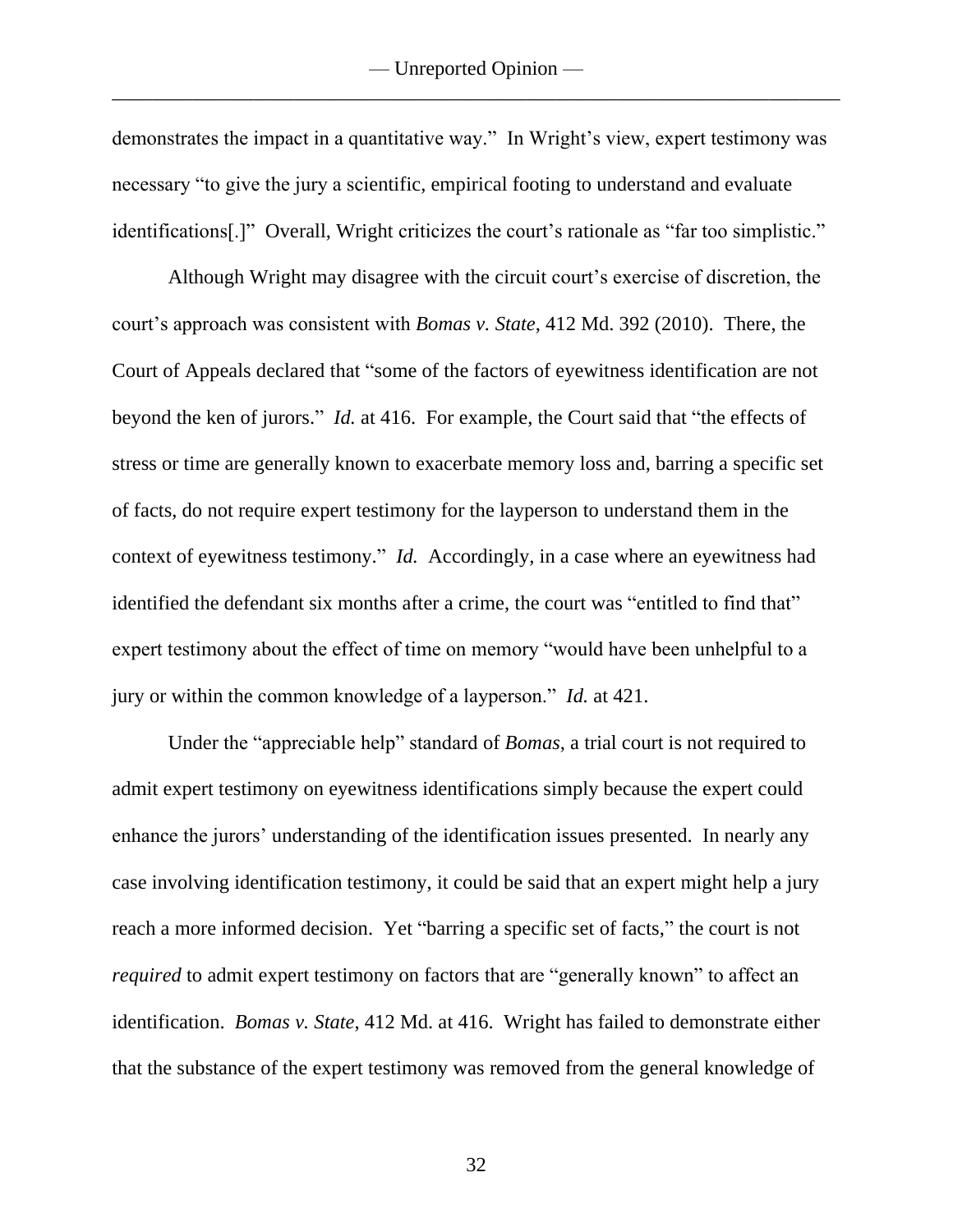demonstrates the impact in a quantitative way." In Wright's view, expert testimony was necessary "to give the jury a scientific, empirical footing to understand and evaluate identifications[.]" Overall, Wright criticizes the court's rationale as "far too simplistic."

Although Wright may disagree with the circuit court's exercise of discretion, the court's approach was consistent with *Bomas v. State*, 412 Md. 392 (2010). There, the Court of Appeals declared that "some of the factors of eyewitness identification are not beyond the ken of jurors." *Id.* at 416. For example, the Court said that "the effects of stress or time are generally known to exacerbate memory loss and, barring a specific set of facts, do not require expert testimony for the layperson to understand them in the context of eyewitness testimony." *Id.* Accordingly, in a case where an eyewitness had identified the defendant six months after a crime, the court was "entitled to find that" expert testimony about the effect of time on memory "would have been unhelpful to a jury or within the common knowledge of a layperson." *Id.* at 421.

Under the "appreciable help" standard of *Bomas*, a trial court is not required to admit expert testimony on eyewitness identifications simply because the expert could enhance the jurors' understanding of the identification issues presented. In nearly any case involving identification testimony, it could be said that an expert might help a jury reach a more informed decision. Yet "barring a specific set of facts," the court is not *required* to admit expert testimony on factors that are "generally known" to affect an identification. *Bomas v. State*, 412 Md. at 416. Wright has failed to demonstrate either that the substance of the expert testimony was removed from the general knowledge of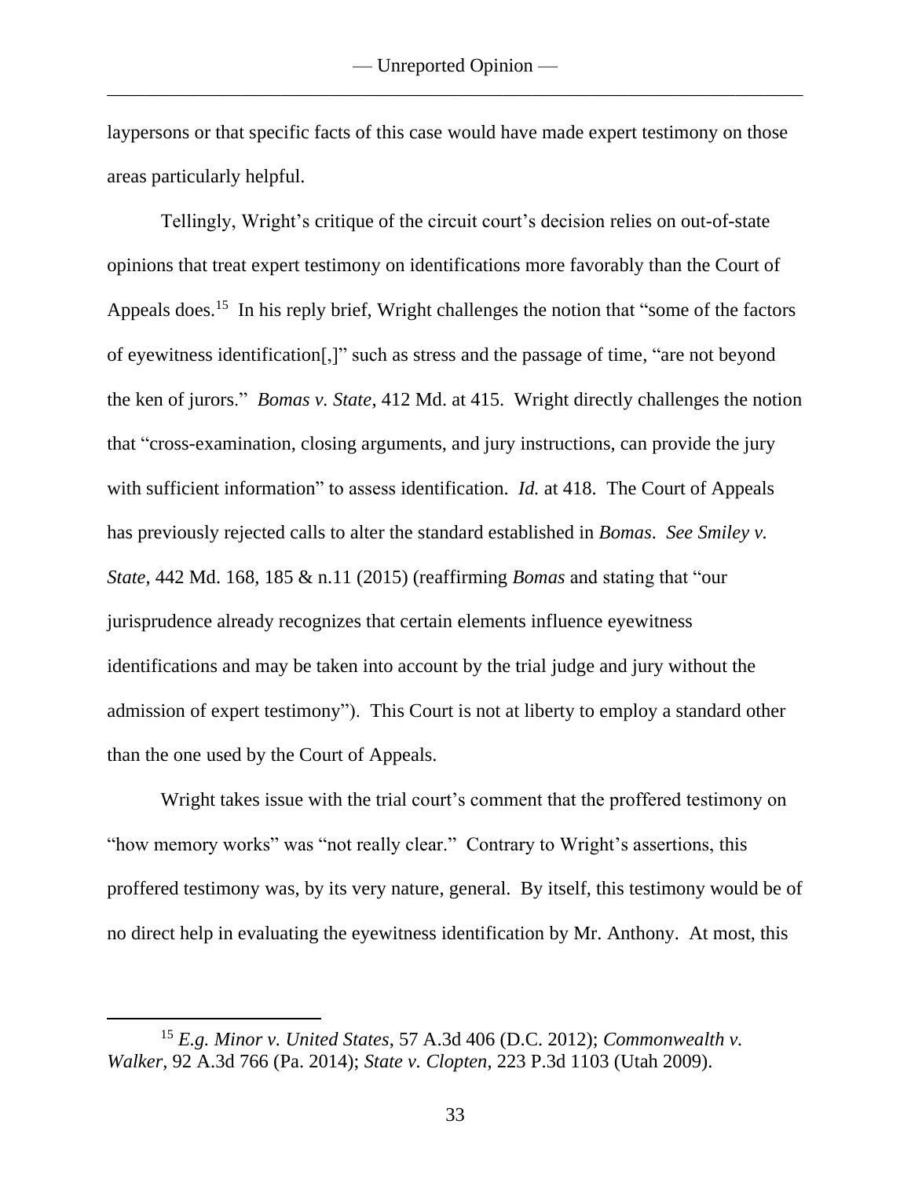laypersons or that specific facts of this case would have made expert testimony on those areas particularly helpful.

Tellingly, Wright's critique of the circuit court's decision relies on out-of-state opinions that treat expert testimony on identifications more favorably than the Court of Appeals does.[15] In his reply brief, Wright challenges the notion that "some of the factors of eyewitness identification[,]" such as stress and the passage of time, "are not beyond the ken of jurors." *Bomas v. State*, 412 Md. at 415. Wright directly challenges the notion that "cross-examination, closing arguments, and jury instructions, can provide the jury with sufficient information" to assess identification. *Id.* at 418. The Court of Appeals has previously rejected calls to alter the standard established in *Bomas*. *See Smiley v. State*, 442 Md. 168, 185 & n.11 (2015) (reaffirming *Bomas* and stating that "our jurisprudence already recognizes that certain elements influence eyewitness identifications and may be taken into account by the trial judge and jury without the admission of expert testimony"). This Court is not at liberty to employ a standard other than the one used by the Court of Appeals.

Wright takes issue with the trial court's comment that the proffered testimony on "how memory works" was "not really clear." Contrary to Wright's assertions, this proffered testimony was, by its very nature, general. By itself, this testimony would be of no direct help in evaluating the eyewitness identification by Mr. Anthony. At most, this

---

[15] *E.g. Minor v. United States*, 57 A.3d 406 (D.C. 2012); *Commonwealth v. Walker*, 92 A.3d 766 (Pa. 2014); *State v. Clopten*, 223 P.3d 1103 (Utah 2009).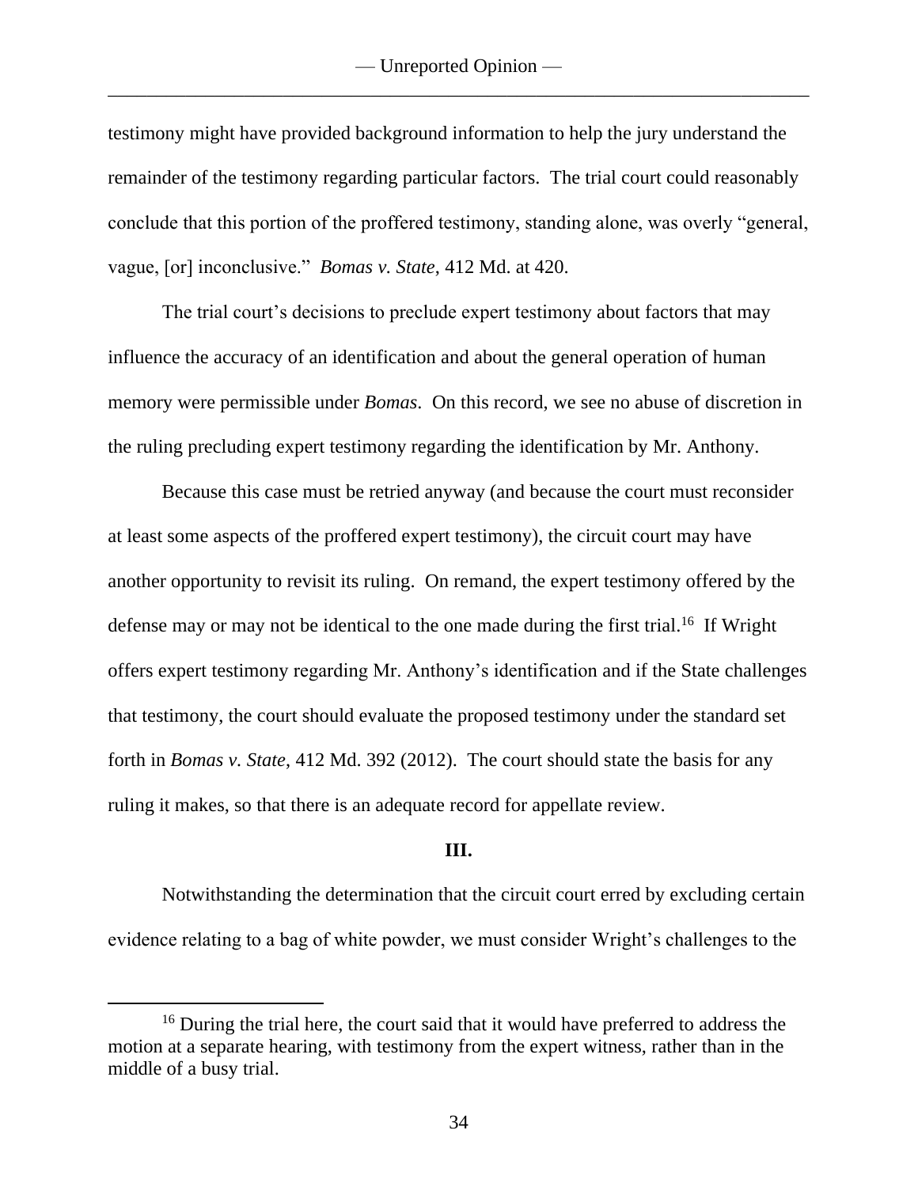testimony might have provided background information to help the jury understand the remainder of the testimony regarding particular factors. The trial court could reasonably conclude that this portion of the proffered testimony, standing alone, was overly "general, vague, [or] inconclusive." *Bomas v. State*, 412 Md. at 420.

The trial court's decisions to preclude expert testimony about factors that may influence the accuracy of an identification and about the general operation of human memory were permissible under *Bomas*. On this record, we see no abuse of discretion in the ruling precluding expert testimony regarding the identification by Mr. Anthony.

Because this case must be retried anyway (and because the court must reconsider at least some aspects of the proffered expert testimony), the circuit court may have another opportunity to revisit its ruling. On remand, the expert testimony offered by the defense may or may not be identical to the one made during the first trial.[16] If Wright offers expert testimony regarding Mr. Anthony's identification and if the State challenges that testimony, the court should evaluate the proposed testimony under the standard set forth in *Bomas v. State*, 412 Md. 392 (2012). The court should state the basis for any ruling it makes, so that there is an adequate record for appellate review.

**III.**

Notwithstanding the determination that the circuit court erred by excluding certain evidence relating to a bag of white powder, we must consider Wright's challenges to the

[16] During the trial here, the court said that it would have preferred to address the motion at a separate hearing, with testimony from the expert witness, rather than in the middle of a busy trial.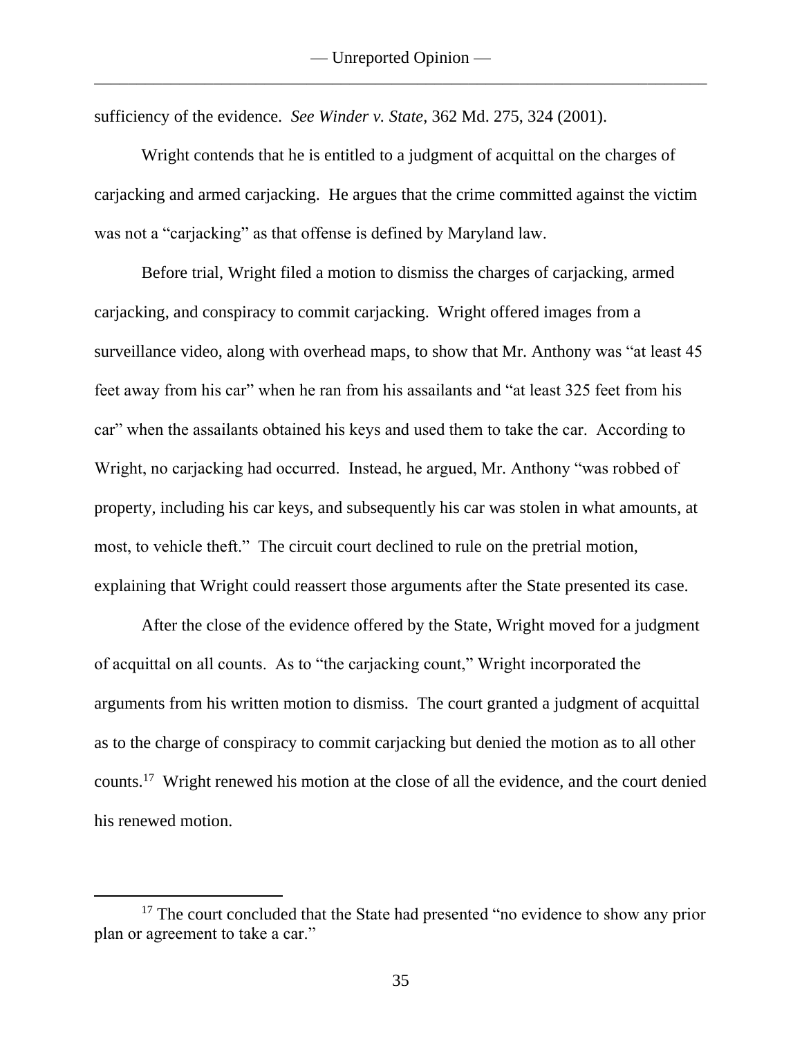sufficiency of the evidence. *See Winder v. State*, 362 Md. 275, 324 (2001).

Wright contends that he is entitled to a judgment of acquittal on the charges of carjacking and armed carjacking. He argues that the crime committed against the victim was not a "carjacking" as that offense is defined by Maryland law.

Before trial, Wright filed a motion to dismiss the charges of carjacking, armed carjacking, and conspiracy to commit carjacking. Wright offered images from a surveillance video, along with overhead maps, to show that Mr. Anthony was "at least 45 feet away from his car" when he ran from his assailants and "at least 325 feet from his car" when the assailants obtained his keys and used them to take the car. According to Wright, no carjacking had occurred. Instead, he argued, Mr. Anthony "was robbed of property, including his car keys, and subsequently his car was stolen in what amounts, at most, to vehicle theft." The circuit court declined to rule on the pretrial motion, explaining that Wright could reassert those arguments after the State presented its case.

After the close of the evidence offered by the State, Wright moved for a judgment of acquittal on all counts. As to "the carjacking count," Wright incorporated the arguments from his written motion to dismiss. The court granted a judgment of acquittal as to the charge of conspiracy to commit carjacking but denied the motion as to all other counts.[17] Wright renewed his motion at the close of all the evidence, and the court denied his renewed motion.

---

[17] The court concluded that the State had presented "no evidence to show any prior plan or agreement to take a car."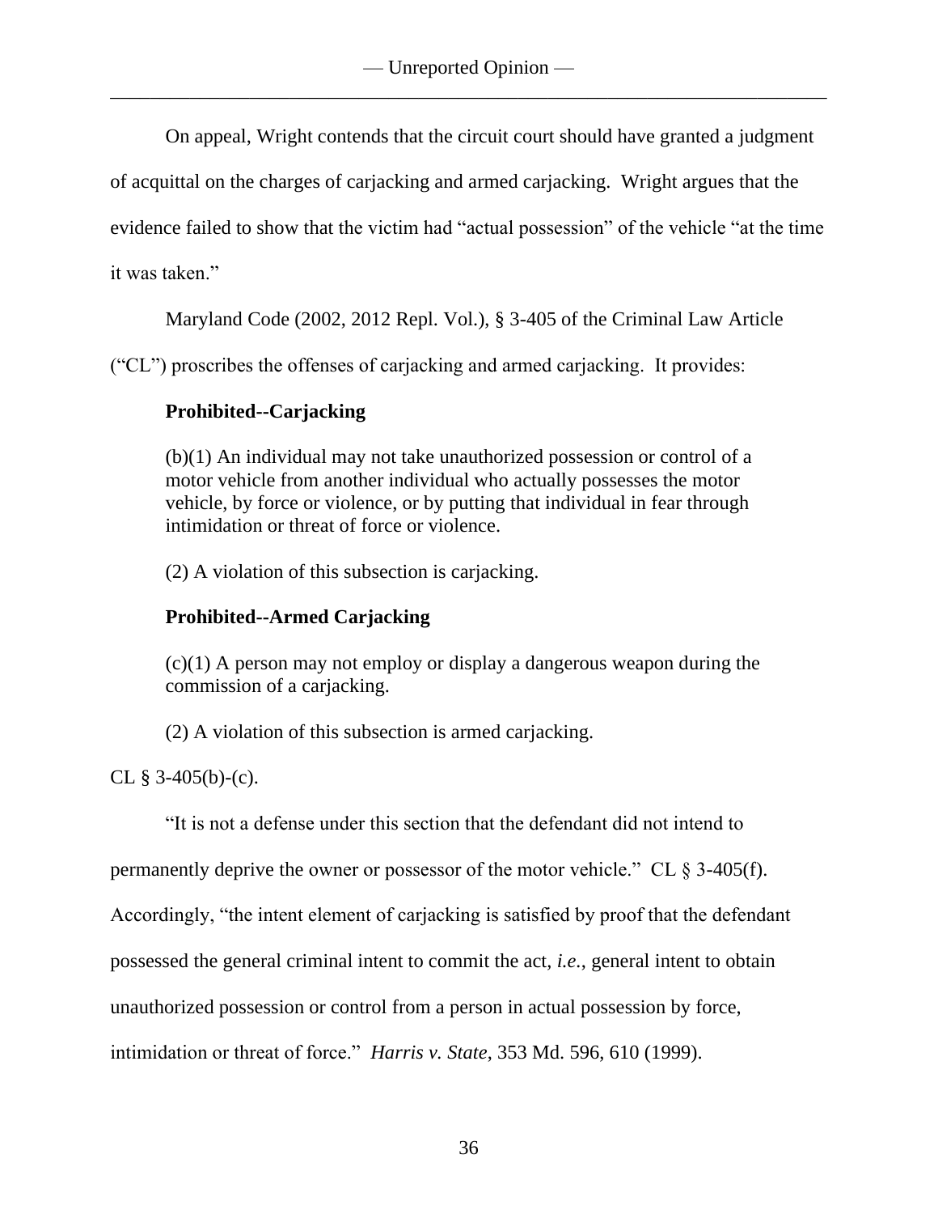On appeal, Wright contends that the circuit court should have granted a judgment of acquittal on the charges of carjacking and armed carjacking. Wright argues that the evidence failed to show that the victim had "actual possession" of the vehicle "at the time it was taken."

Maryland Code (2002, 2012 Repl. Vol.), § 3-405 of the Criminal Law Article ("CL") proscribes the offenses of carjacking and armed carjacking. It provides:

> **Prohibited--Carjacking**
>
> (b)(1) An individual may not take unauthorized possession or control of a motor vehicle from another individual who actually possesses the motor vehicle, by force or violence, or by putting that individual in fear through intimidation or threat of force or violence.
>
> (2) A violation of this subsection is carjacking.
>
> **Prohibited--Armed Carjacking**
>
> (c)(1) A person may not employ or display a dangerous weapon during the commission of a carjacking.
>
> (2) A violation of this subsection is armed carjacking.

CL § 3-405(b)-(c).

"It is not a defense under this section that the defendant did not intend to permanently deprive the owner or possessor of the motor vehicle." CL § 3-405(f). Accordingly, "the intent element of carjacking is satisfied by proof that the defendant possessed the general criminal intent to commit the act, *i.e.*, general intent to obtain unauthorized possession or control from a person in actual possession by force, intimidation or threat of force." *Harris v. State*, 353 Md. 596, 610 (1999).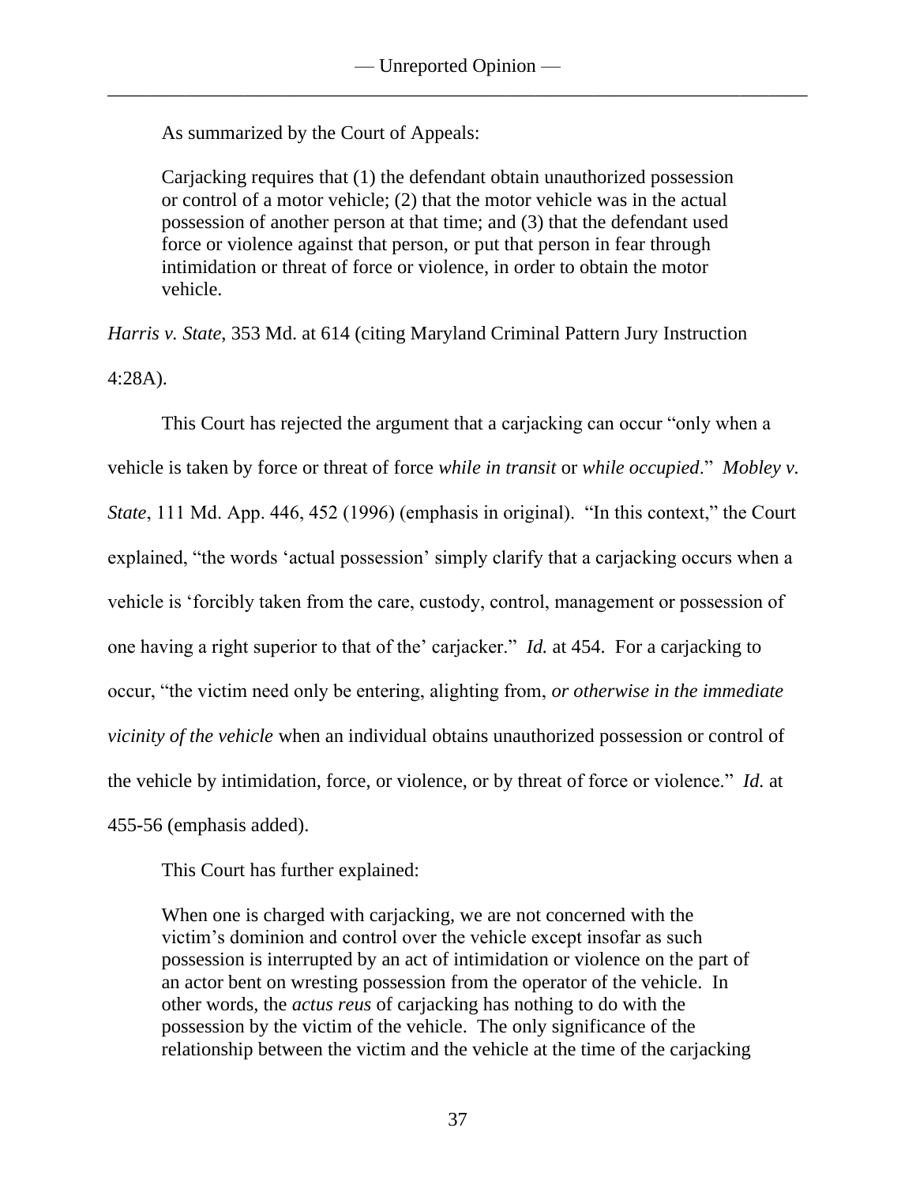As summarized by the Court of Appeals:

> Carjacking requires that (1) the defendant obtain unauthorized possession or control of a motor vehicle; (2) that the motor vehicle was in the actual possession of another person at that time; and (3) that the defendant used force or violence against that person, or put that person in fear through intimidation or threat of force or violence, in order to obtain the motor vehicle.

*Harris v. State*, 353 Md. at 614 (citing Maryland Criminal Pattern Jury Instruction 4:28A).

This Court has rejected the argument that a carjacking can occur "only when a vehicle is taken by force or threat of force *while in transit* or *while occupied*." *Mobley v. State*, 111 Md. App. 446, 452 (1996) (emphasis in original). "In this context," the Court explained, "the words 'actual possession' simply clarify that a carjacking occurs when a vehicle is 'forcibly taken from the care, custody, control, management or possession of one having a right superior to that of the' carjacker." *Id.* at 454. For a carjacking to occur, "the victim need only be entering, alighting from, *or otherwise in the immediate vicinity of the vehicle* when an individual obtains unauthorized possession or control of the vehicle by intimidation, force, or violence, or by threat of force or violence." *Id.* at 455-56 (emphasis added).

This Court has further explained:

> When one is charged with carjacking, we are not concerned with the victim's dominion and control over the vehicle except insofar as such possession is interrupted by an act of intimidation or violence on the part of an actor bent on wresting possession from the operator of the vehicle. In other words, the *actus reus* of carjacking has nothing to do with the possession by the victim of the vehicle. The only significance of the relationship between the victim and the vehicle at the time of the carjacking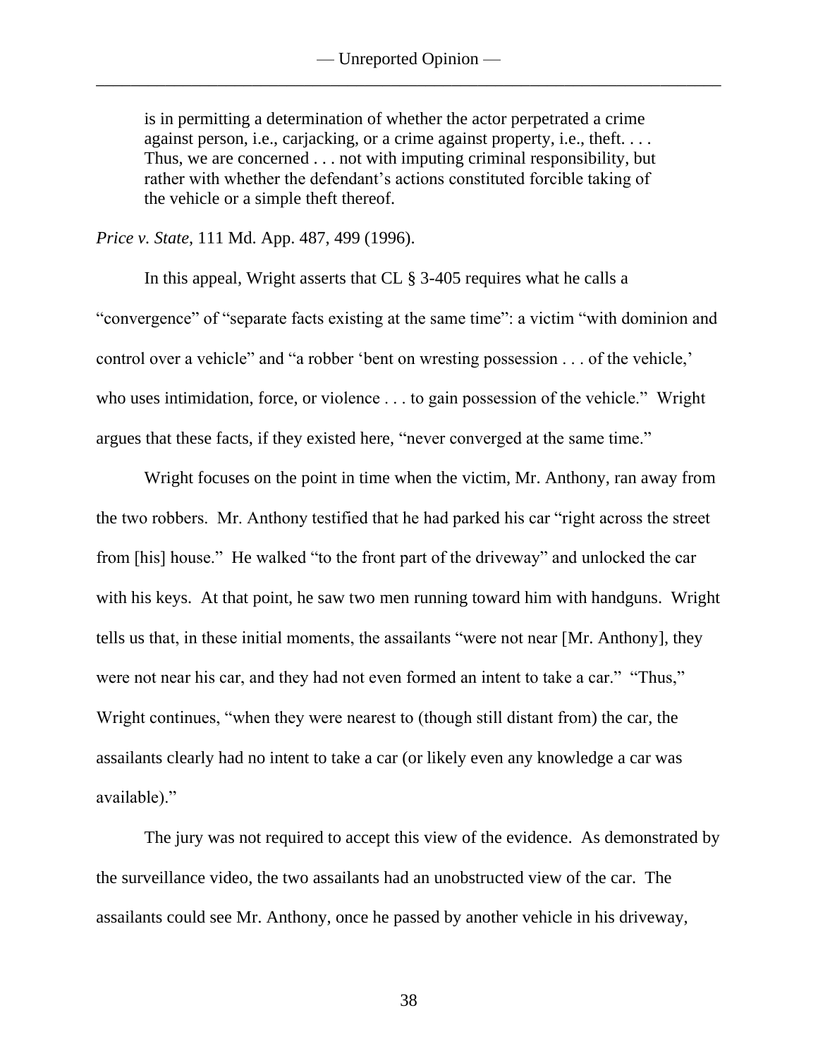> is in permitting a determination of whether the actor perpetrated a crime against person, i.e., carjacking, or a crime against property, i.e., theft. . . . Thus, we are concerned . . . not with imputing criminal responsibility, but rather with whether the defendant's actions constituted forcible taking of the vehicle or a simple theft thereof.

*Price v. State*, 111 Md. App. 487, 499 (1996).

In this appeal, Wright asserts that CL § 3-405 requires what he calls a "convergence" of "separate facts existing at the same time": a victim "with dominion and control over a vehicle" and "a robber 'bent on wresting possession . . . of the vehicle,' who uses intimidation, force, or violence . . . to gain possession of the vehicle." Wright argues that these facts, if they existed here, "never converged at the same time."

Wright focuses on the point in time when the victim, Mr. Anthony, ran away from the two robbers. Mr. Anthony testified that he had parked his car "right across the street from [his] house." He walked "to the front part of the driveway" and unlocked the car with his keys. At that point, he saw two men running toward him with handguns. Wright tells us that, in these initial moments, the assailants "were not near [Mr. Anthony], they were not near his car, and they had not even formed an intent to take a car." "Thus," Wright continues, "when they were nearest to (though still distant from) the car, the assailants clearly had no intent to take a car (or likely even any knowledge a car was available)."

The jury was not required to accept this view of the evidence. As demonstrated by the surveillance video, the two assailants had an unobstructed view of the car. The assailants could see Mr. Anthony, once he passed by another vehicle in his driveway,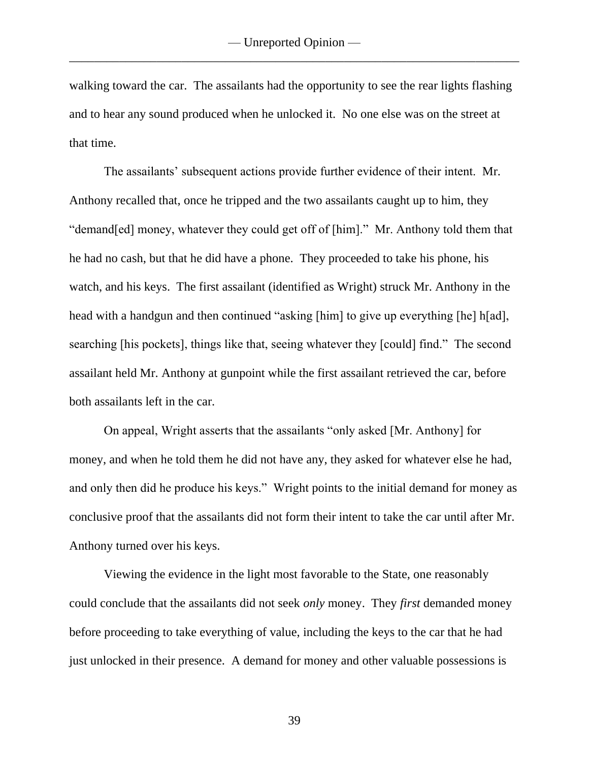walking toward the car. The assailants had the opportunity to see the rear lights flashing and to hear any sound produced when he unlocked it. No one else was on the street at that time.

The assailants' subsequent actions provide further evidence of their intent. Mr. Anthony recalled that, once he tripped and the two assailants caught up to him, they "demand[ed] money, whatever they could get off of [him]." Mr. Anthony told them that he had no cash, but that he did have a phone. They proceeded to take his phone, his watch, and his keys. The first assailant (identified as Wright) struck Mr. Anthony in the head with a handgun and then continued "asking [him] to give up everything [he] h[ad], searching [his pockets], things like that, seeing whatever they [could] find." The second assailant held Mr. Anthony at gunpoint while the first assailant retrieved the car, before both assailants left in the car.

On appeal, Wright asserts that the assailants "only asked [Mr. Anthony] for money, and when he told them he did not have any, they asked for whatever else he had, and only then did he produce his keys." Wright points to the initial demand for money as conclusive proof that the assailants did not form their intent to take the car until after Mr. Anthony turned over his keys.

Viewing the evidence in the light most favorable to the State, one reasonably could conclude that the assailants did not seek *only* money. They *first* demanded money before proceeding to take everything of value, including the keys to the car that he had just unlocked in their presence. A demand for money and other valuable possessions is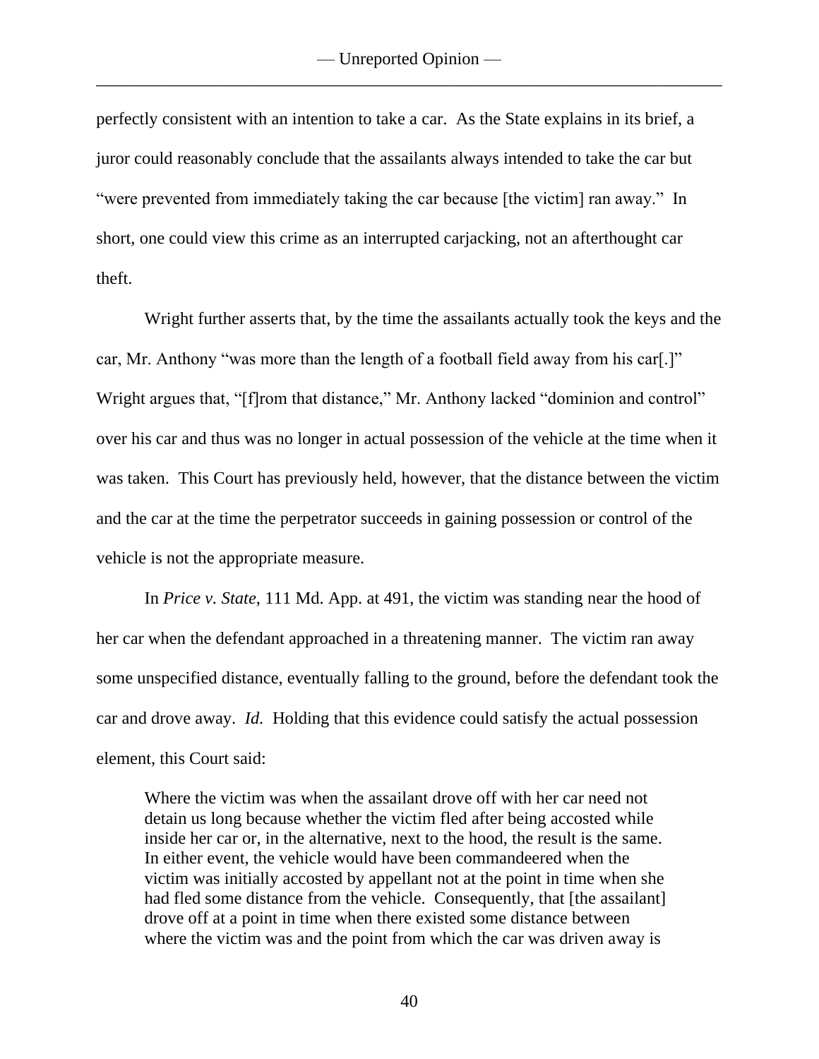perfectly consistent with an intention to take a car. As the State explains in its brief, a juror could reasonably conclude that the assailants always intended to take the car but "were prevented from immediately taking the car because [the victim] ran away." In short, one could view this crime as an interrupted carjacking, not an afterthought car theft.

Wright further asserts that, by the time the assailants actually took the keys and the car, Mr. Anthony "was more than the length of a football field away from his car[.]" Wright argues that, "[f]rom that distance," Mr. Anthony lacked "dominion and control" over his car and thus was no longer in actual possession of the vehicle at the time when it was taken. This Court has previously held, however, that the distance between the victim and the car at the time the perpetrator succeeds in gaining possession or control of the vehicle is not the appropriate measure.

In *Price v. State*, 111 Md. App. at 491, the victim was standing near the hood of her car when the defendant approached in a threatening manner. The victim ran away some unspecified distance, eventually falling to the ground, before the defendant took the car and drove away. *Id.* Holding that this evidence could satisfy the actual possession element, this Court said:

> Where the victim was when the assailant drove off with her car need not detain us long because whether the victim fled after being accosted while inside her car or, in the alternative, next to the hood, the result is the same. In either event, the vehicle would have been commandeered when the victim was initially accosted by appellant not at the point in time when she had fled some distance from the vehicle. Consequently, that [the assailant] drove off at a point in time when there existed some distance between where the victim was and the point from which the car was driven away is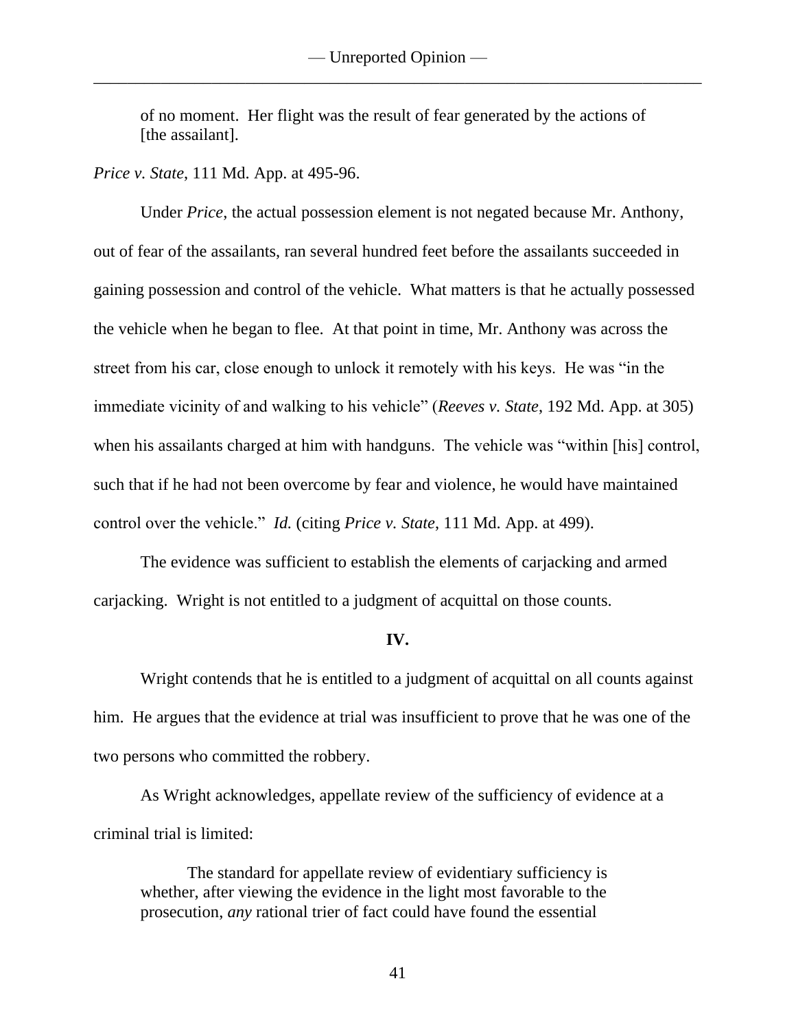> of no moment. Her flight was the result of fear generated by the actions of [the assailant].

*Price v. State*, 111 Md. App. at 495-96.

Under *Price*, the actual possession element is not negated because Mr. Anthony, out of fear of the assailants, ran several hundred feet before the assailants succeeded in gaining possession and control of the vehicle. What matters is that he actually possessed the vehicle when he began to flee. At that point in time, Mr. Anthony was across the street from his car, close enough to unlock it remotely with his keys. He was "in the immediate vicinity of and walking to his vehicle" (*Reeves v. State*, 192 Md. App. at 305) when his assailants charged at him with handguns. The vehicle was "within [his] control, such that if he had not been overcome by fear and violence, he would have maintained control over the vehicle." *Id.* (citing *Price v. State*, 111 Md. App. at 499).

The evidence was sufficient to establish the elements of carjacking and armed carjacking. Wright is not entitled to a judgment of acquittal on those counts.

**IV.**

Wright contends that he is entitled to a judgment of acquittal on all counts against him. He argues that the evidence at trial was insufficient to prove that he was one of the two persons who committed the robbery.

As Wright acknowledges, appellate review of the sufficiency of evidence at a criminal trial is limited:

> The standard for appellate review of evidentiary sufficiency is whether, after viewing the evidence in the light most favorable to the prosecution, *any* rational trier of fact could have found the essential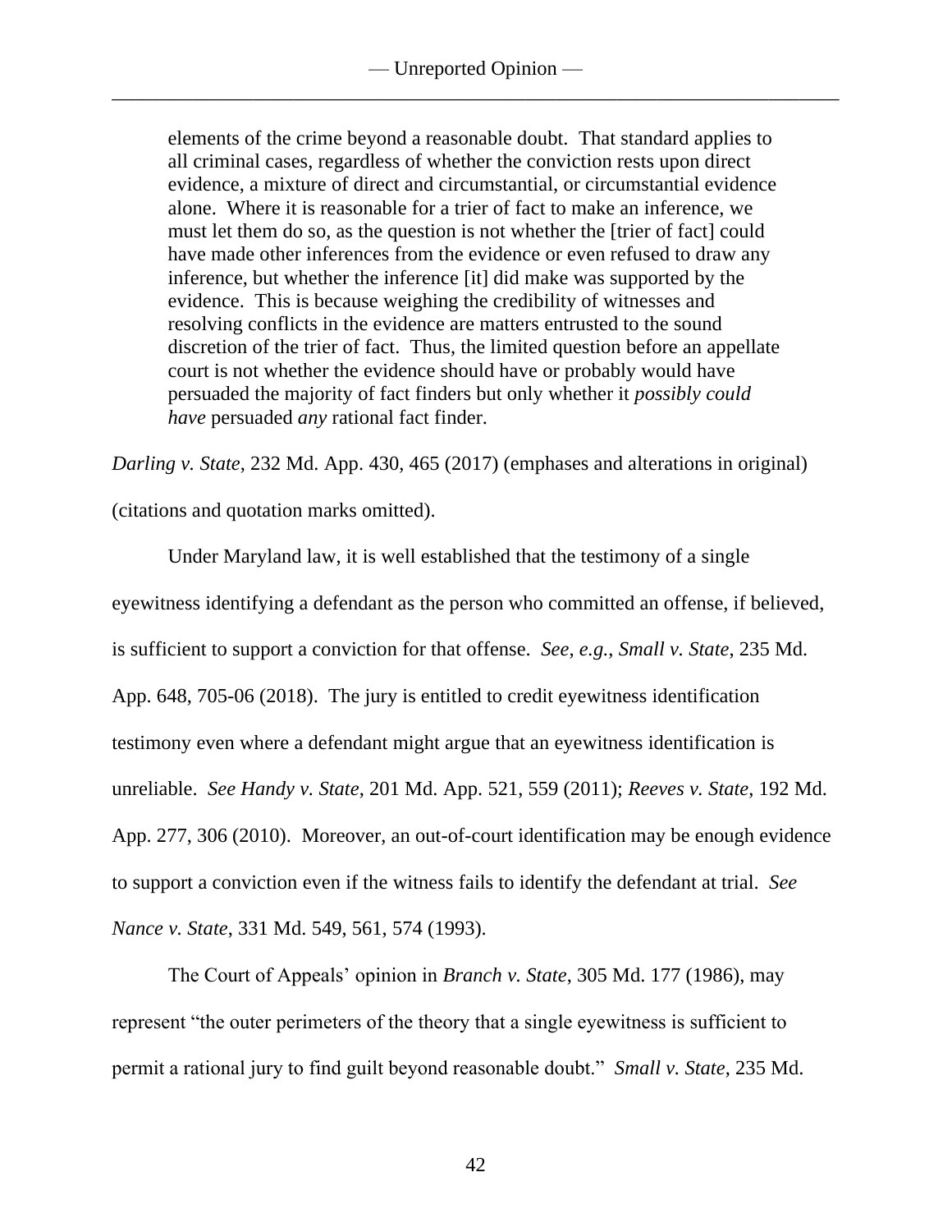> elements of the crime beyond a reasonable doubt. That standard applies to all criminal cases, regardless of whether the conviction rests upon direct evidence, a mixture of direct and circumstantial, or circumstantial evidence alone. Where it is reasonable for a trier of fact to make an inference, we must let them do so, as the question is not whether the [trier of fact] could have made other inferences from the evidence or even refused to draw any inference, but whether the inference [it] did make was supported by the evidence. This is because weighing the credibility of witnesses and resolving conflicts in the evidence are matters entrusted to the sound discretion of the trier of fact. Thus, the limited question before an appellate court is not whether the evidence should have or probably would have persuaded the majority of fact finders but only whether it *possibly could have* persuaded *any* rational fact finder.

*Darling v. State*, 232 Md. App. 430, 465 (2017) (emphases and alterations in original) (citations and quotation marks omitted).

Under Maryland law, it is well established that the testimony of a single eyewitness identifying a defendant as the person who committed an offense, if believed, is sufficient to support a conviction for that offense. *See, e.g.*, *Small v. State*, 235 Md. App. 648, 705-06 (2018). The jury is entitled to credit eyewitness identification testimony even where a defendant might argue that an eyewitness identification is unreliable. *See Handy v. State*, 201 Md. App. 521, 559 (2011); *Reeves v. State*, 192 Md. App. 277, 306 (2010). Moreover, an out-of-court identification may be enough evidence to support a conviction even if the witness fails to identify the defendant at trial. *See Nance v. State*, 331 Md. 549, 561, 574 (1993).

The Court of Appeals' opinion in *Branch v. State*, 305 Md. 177 (1986), may represent "the outer perimeters of the theory that a single eyewitness is sufficient to permit a rational jury to find guilt beyond reasonable doubt." *Small v. State*, 235 Md.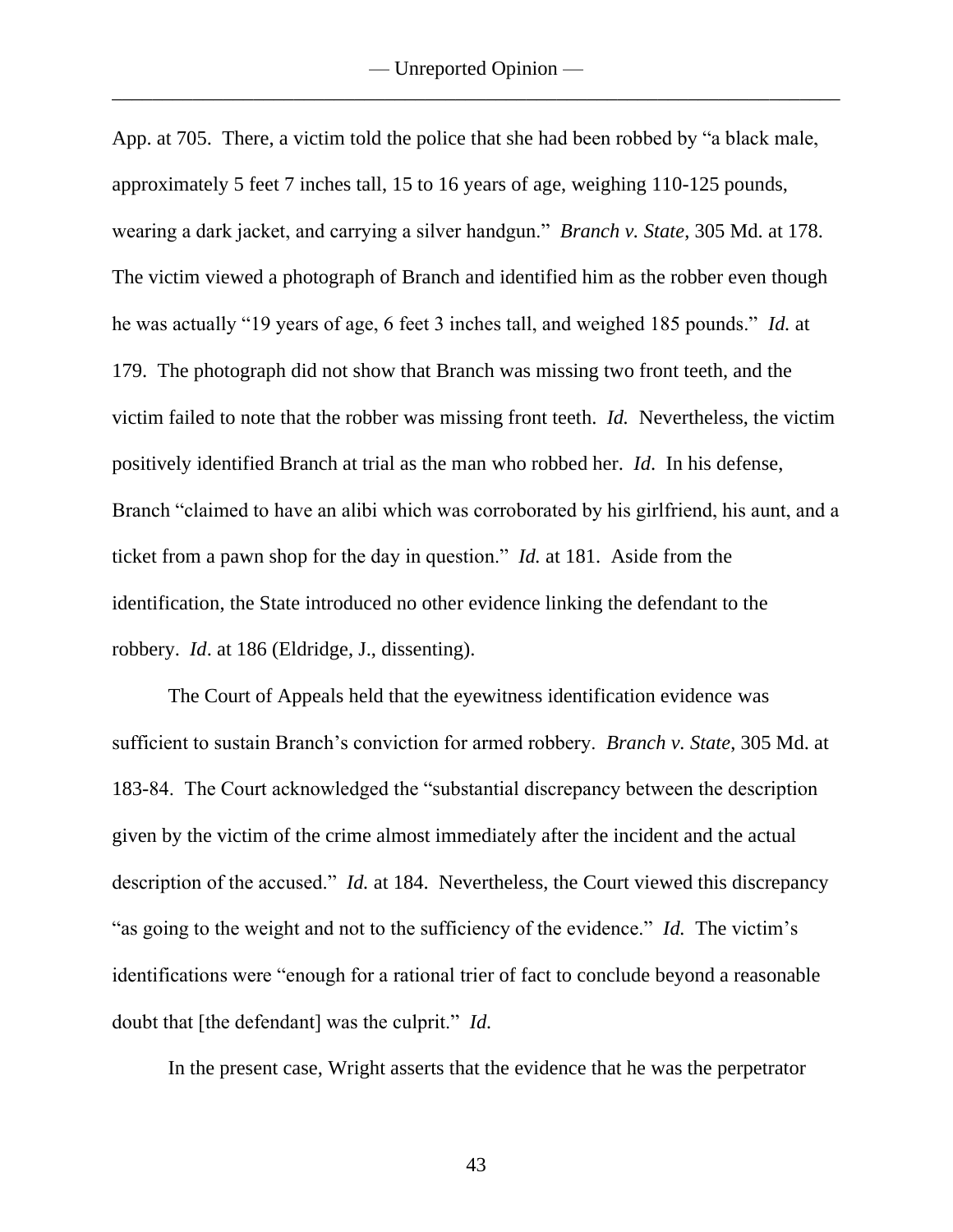App. at 705. There, a victim told the police that she had been robbed by "a black male, approximately 5 feet 7 inches tall, 15 to 16 years of age, weighing 110-125 pounds, wearing a dark jacket, and carrying a silver handgun." *Branch v. State*, 305 Md. at 178. The victim viewed a photograph of Branch and identified him as the robber even though he was actually "19 years of age, 6 feet 3 inches tall, and weighed 185 pounds." *Id.* at 179. The photograph did not show that Branch was missing two front teeth, and the victim failed to note that the robber was missing front teeth. *Id.* Nevertheless, the victim positively identified Branch at trial as the man who robbed her. *Id*. In his defense, Branch "claimed to have an alibi which was corroborated by his girlfriend, his aunt, and a ticket from a pawn shop for the day in question." *Id.* at 181. Aside from the identification, the State introduced no other evidence linking the defendant to the robbery. *Id*. at 186 (Eldridge, J., dissenting).

The Court of Appeals held that the eyewitness identification evidence was sufficient to sustain Branch's conviction for armed robbery. *Branch v. State*, 305 Md. at 183-84. The Court acknowledged the "substantial discrepancy between the description given by the victim of the crime almost immediately after the incident and the actual description of the accused." *Id.* at 184. Nevertheless, the Court viewed this discrepancy "as going to the weight and not to the sufficiency of the evidence." *Id.* The victim's identifications were "enough for a rational trier of fact to conclude beyond a reasonable doubt that [the defendant] was the culprit." *Id.*

In the present case, Wright asserts that the evidence that he was the perpetrator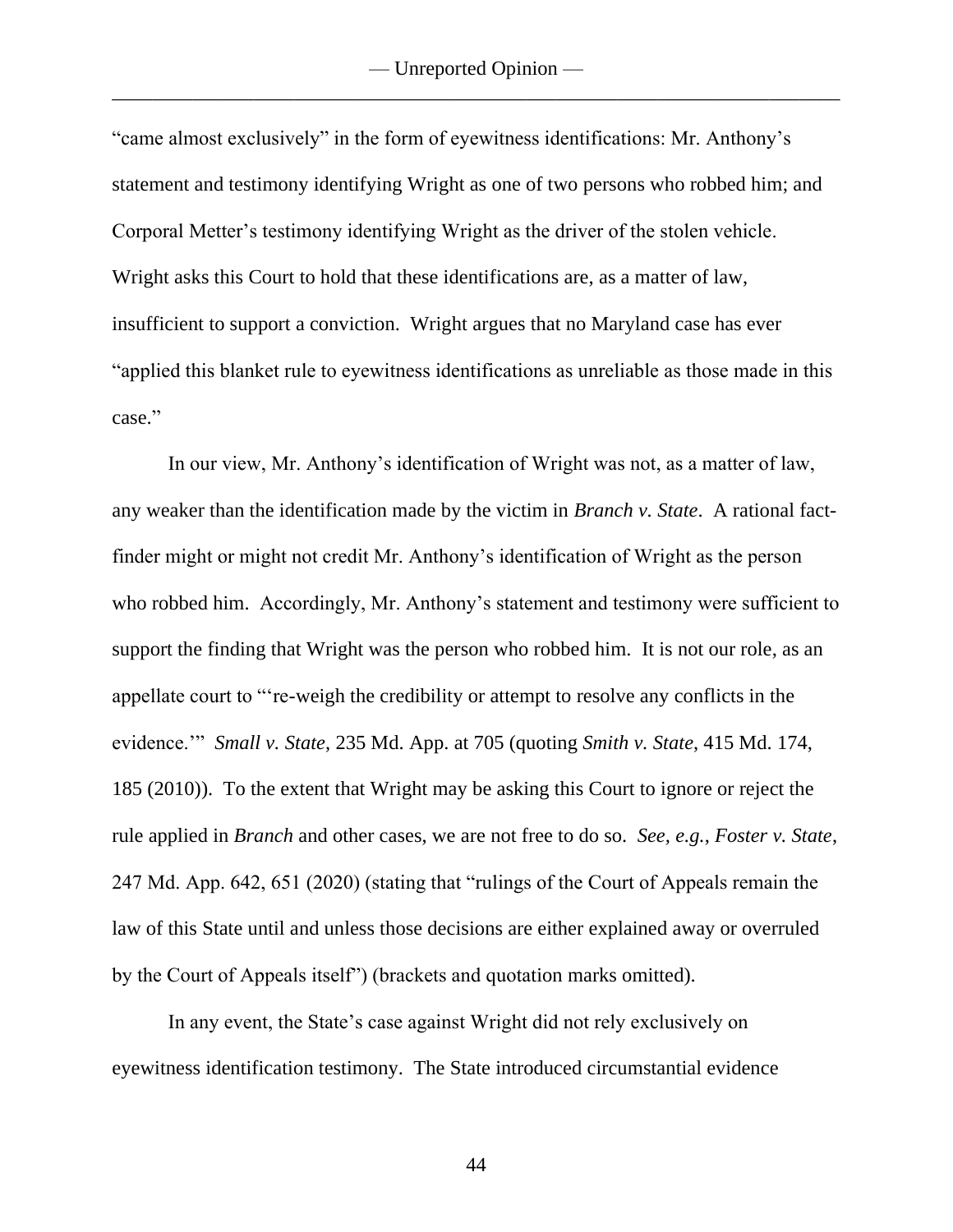"came almost exclusively" in the form of eyewitness identifications: Mr. Anthony's statement and testimony identifying Wright as one of two persons who robbed him; and Corporal Metter's testimony identifying Wright as the driver of the stolen vehicle. Wright asks this Court to hold that these identifications are, as a matter of law, insufficient to support a conviction. Wright argues that no Maryland case has ever "applied this blanket rule to eyewitness identifications as unreliable as those made in this case."

In our view, Mr. Anthony's identification of Wright was not, as a matter of law, any weaker than the identification made by the victim in *Branch v. State*. A rational fact-finder might or might not credit Mr. Anthony's identification of Wright as the person who robbed him. Accordingly, Mr. Anthony's statement and testimony were sufficient to support the finding that Wright was the person who robbed him. It is not our role, as an appellate court to "'re-weigh the credibility or attempt to resolve any conflicts in the evidence.'" *Small v. State*, 235 Md. App. at 705 (quoting *Smith v. State*, 415 Md. 174, 185 (2010)). To the extent that Wright may be asking this Court to ignore or reject the rule applied in *Branch* and other cases, we are not free to do so. *See, e.g.*, *Foster v. State*, 247 Md. App. 642, 651 (2020) (stating that "rulings of the Court of Appeals remain the law of this State until and unless those decisions are either explained away or overruled by the Court of Appeals itself") (brackets and quotation marks omitted).

In any event, the State's case against Wright did not rely exclusively on eyewitness identification testimony. The State introduced circumstantial evidence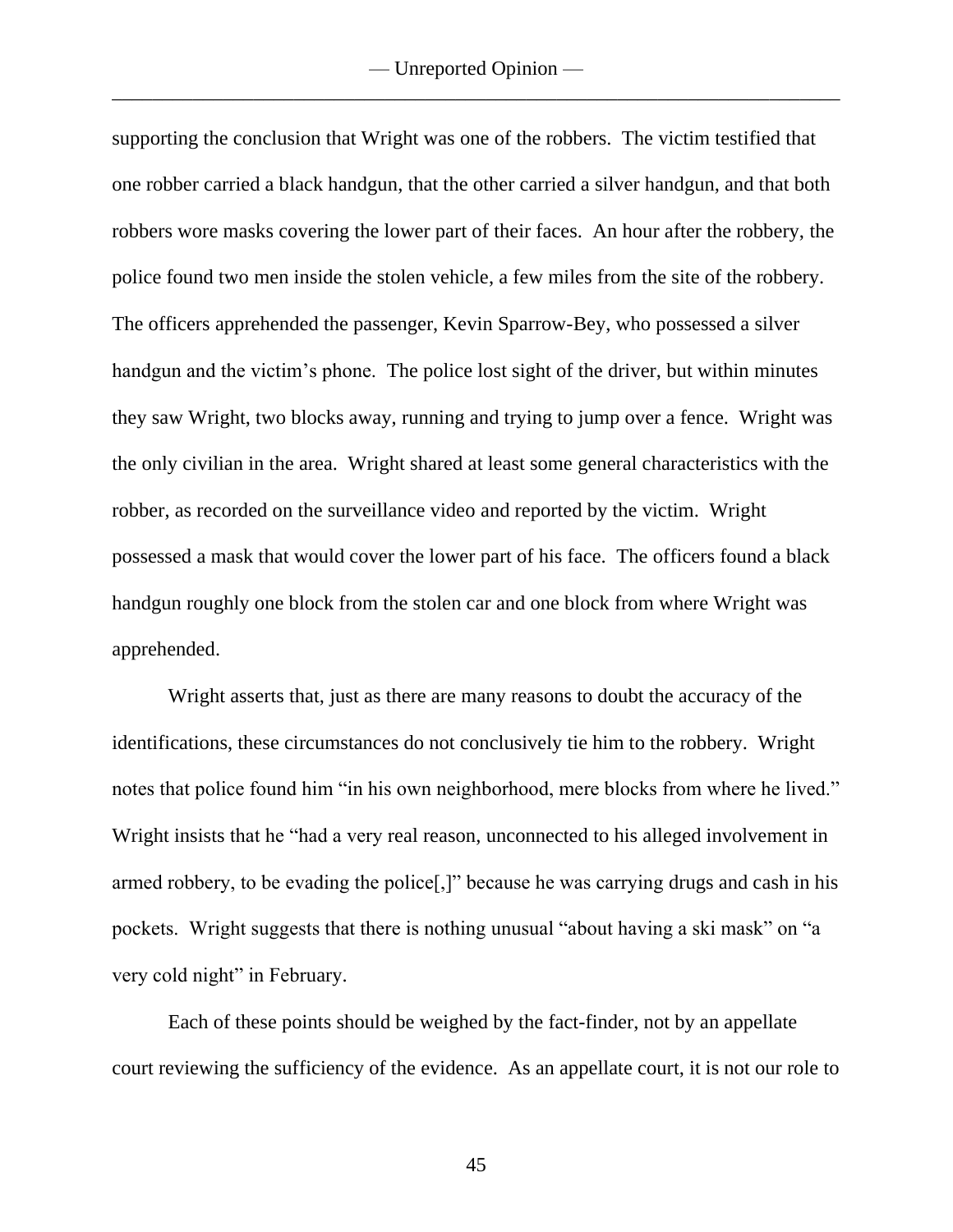supporting the conclusion that Wright was one of the robbers. The victim testified that one robber carried a black handgun, that the other carried a silver handgun, and that both robbers wore masks covering the lower part of their faces. An hour after the robbery, the police found two men inside the stolen vehicle, a few miles from the site of the robbery. The officers apprehended the passenger, Kevin Sparrow-Bey, who possessed a silver handgun and the victim's phone. The police lost sight of the driver, but within minutes they saw Wright, two blocks away, running and trying to jump over a fence. Wright was the only civilian in the area. Wright shared at least some general characteristics with the robber, as recorded on the surveillance video and reported by the victim. Wright possessed a mask that would cover the lower part of his face. The officers found a black handgun roughly one block from the stolen car and one block from where Wright was apprehended.

Wright asserts that, just as there are many reasons to doubt the accuracy of the identifications, these circumstances do not conclusively tie him to the robbery. Wright notes that police found him "in his own neighborhood, mere blocks from where he lived." Wright insists that he "had a very real reason, unconnected to his alleged involvement in armed robbery, to be evading the police[,]" because he was carrying drugs and cash in his pockets. Wright suggests that there is nothing unusual "about having a ski mask" on "a very cold night" in February.

Each of these points should be weighed by the fact-finder, not by an appellate court reviewing the sufficiency of the evidence. As an appellate court, it is not our role to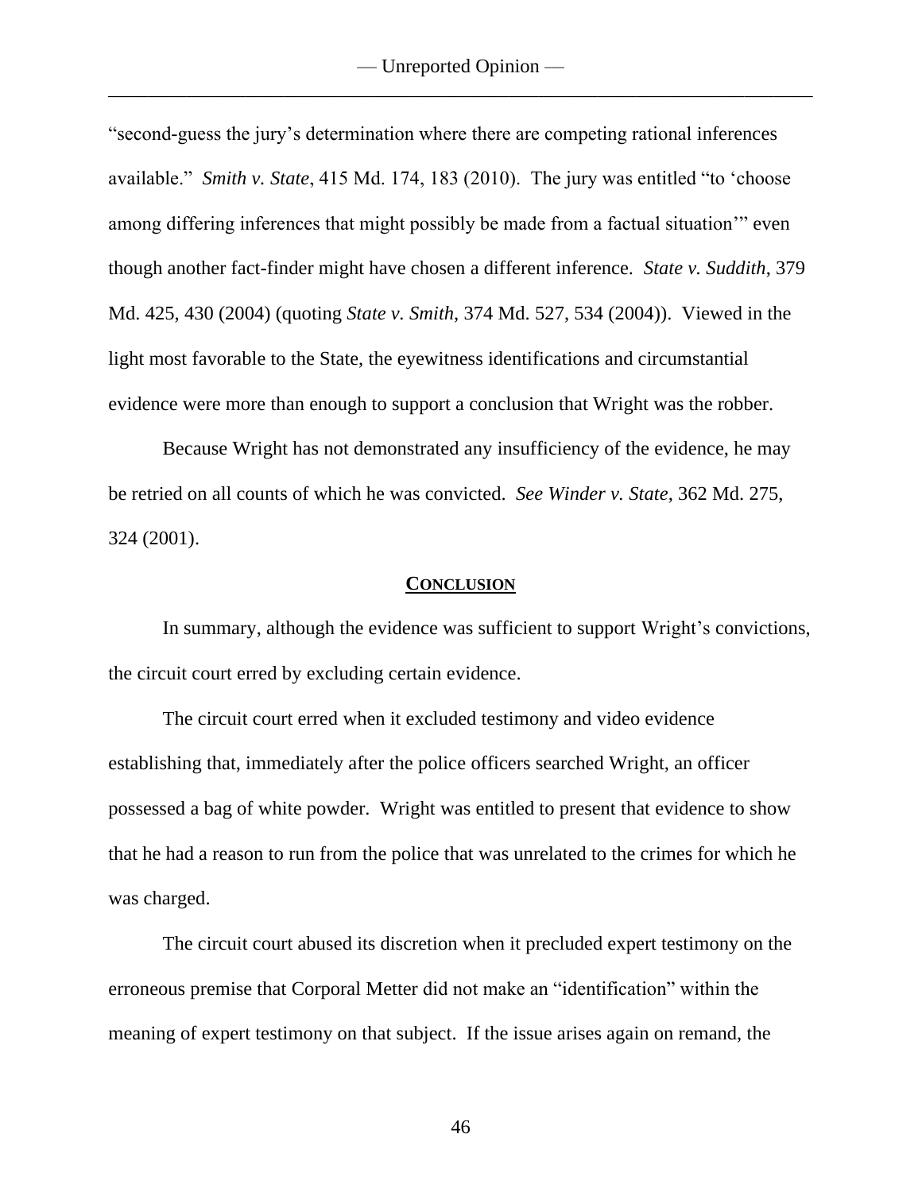"second-guess the jury's determination where there are competing rational inferences available." *Smith v. State*, 415 Md. 174, 183 (2010). The jury was entitled "to 'choose among differing inferences that might possibly be made from a factual situation'" even though another fact-finder might have chosen a different inference. *State v. Suddith*, 379 Md. 425, 430 (2004) (quoting *State v. Smith*, 374 Md. 527, 534 (2004)). Viewed in the light most favorable to the State, the eyewitness identifications and circumstantial evidence were more than enough to support a conclusion that Wright was the robber.

Because Wright has not demonstrated any insufficiency of the evidence, he may be retried on all counts of which he was convicted. *See Winder v. State*, 362 Md. 275, 324 (2001).

## CONCLUSION

In summary, although the evidence was sufficient to support Wright's convictions, the circuit court erred by excluding certain evidence.

The circuit court erred when it excluded testimony and video evidence establishing that, immediately after the police officers searched Wright, an officer possessed a bag of white powder. Wright was entitled to present that evidence to show that he had a reason to run from the police that was unrelated to the crimes for which he was charged.

The circuit court abused its discretion when it precluded expert testimony on the erroneous premise that Corporal Metter did not make an "identification" within the meaning of expert testimony on that subject. If the issue arises again on remand, the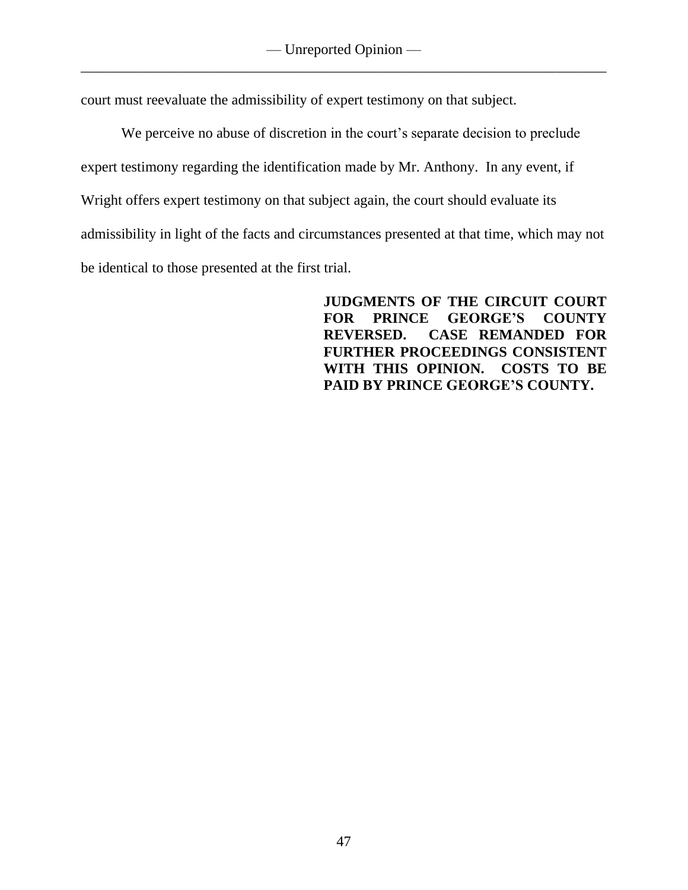court must reevaluate the admissibility of expert testimony on that subject.

We perceive no abuse of discretion in the court's separate decision to preclude expert testimony regarding the identification made by Mr. Anthony. In any event, if Wright offers expert testimony on that subject again, the court should evaluate its admissibility in light of the facts and circumstances presented at that time, which may not be identical to those presented at the first trial.

**JUDGMENTS OF THE CIRCUIT COURT FOR PRINCE GEORGE'S COUNTY REVERSED. CASE REMANDED FOR FURTHER PROCEEDINGS CONSISTENT WITH THIS OPINION. COSTS TO BE PAID BY PRINCE GEORGE'S COUNTY.**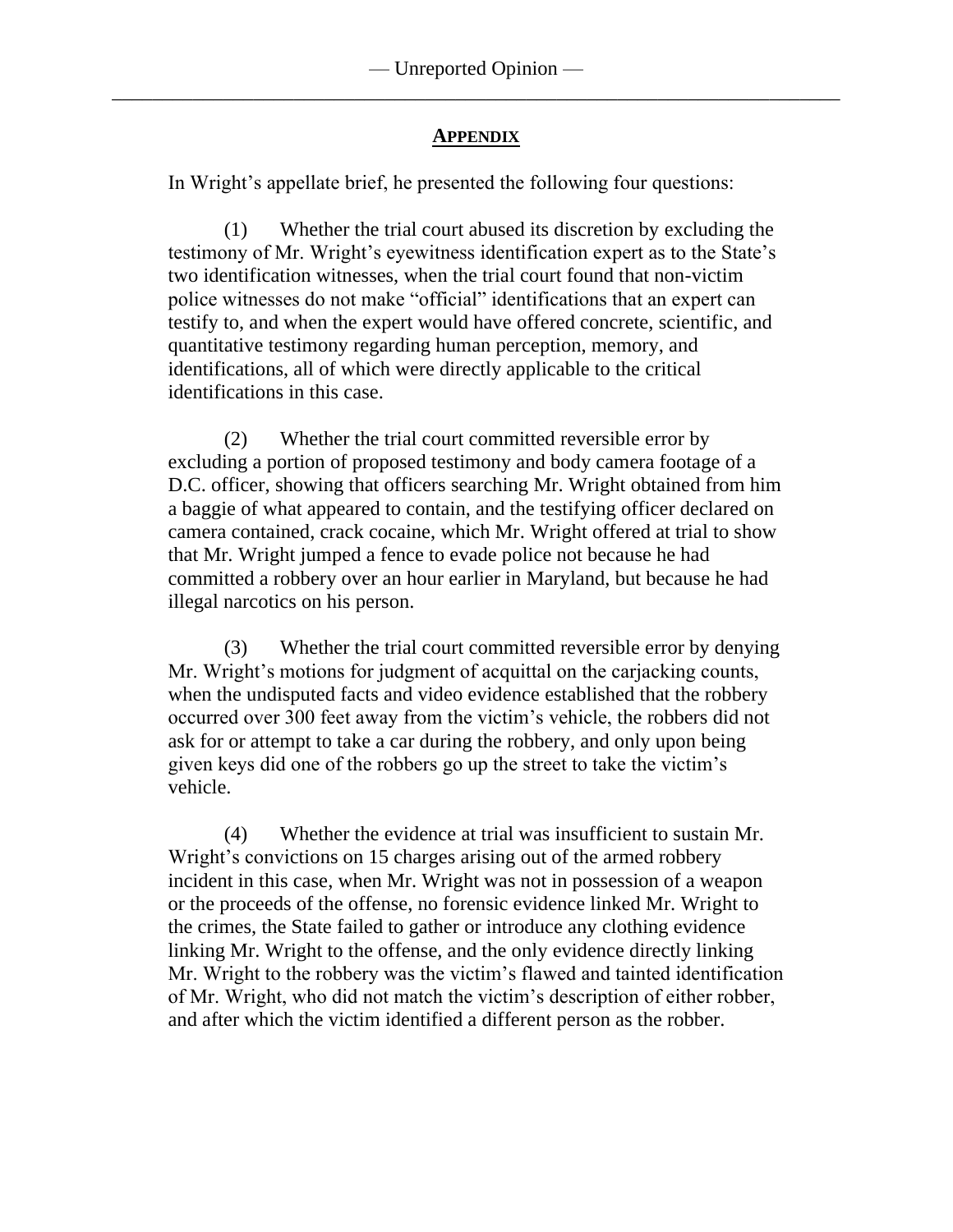## APPENDIX

In Wright's appellate brief, he presented the following four questions:

(1) Whether the trial court abused its discretion by excluding the testimony of Mr. Wright's eyewitness identification expert as to the State's two identification witnesses, when the trial court found that non-victim police witnesses do not make "official" identifications that an expert can testify to, and when the expert would have offered concrete, scientific, and quantitative testimony regarding human perception, memory, and identifications, all of which were directly applicable to the critical identifications in this case.

(2) Whether the trial court committed reversible error by excluding a portion of proposed testimony and body camera footage of a D.C. officer, showing that officers searching Mr. Wright obtained from him a baggie of what appeared to contain, and the testifying officer declared on camera contained, crack cocaine, which Mr. Wright offered at trial to show that Mr. Wright jumped a fence to evade police not because he had committed a robbery over an hour earlier in Maryland, but because he had illegal narcotics on his person.

(3) Whether the trial court committed reversible error by denying Mr. Wright's motions for judgment of acquittal on the carjacking counts, when the undisputed facts and video evidence established that the robbery occurred over 300 feet away from the victim's vehicle, the robbers did not ask for or attempt to take a car during the robbery, and only upon being given keys did one of the robbers go up the street to take the victim's vehicle.

(4) Whether the evidence at trial was insufficient to sustain Mr. Wright's convictions on 15 charges arising out of the armed robbery incident in this case, when Mr. Wright was not in possession of a weapon or the proceeds of the offense, no forensic evidence linked Mr. Wright to the crimes, the State failed to gather or introduce any clothing evidence linking Mr. Wright to the offense, and the only evidence directly linking Mr. Wright to the robbery was the victim's flawed and tainted identification of Mr. Wright, who did not match the victim's description of either robber, and after which the victim identified a different person as the robber.